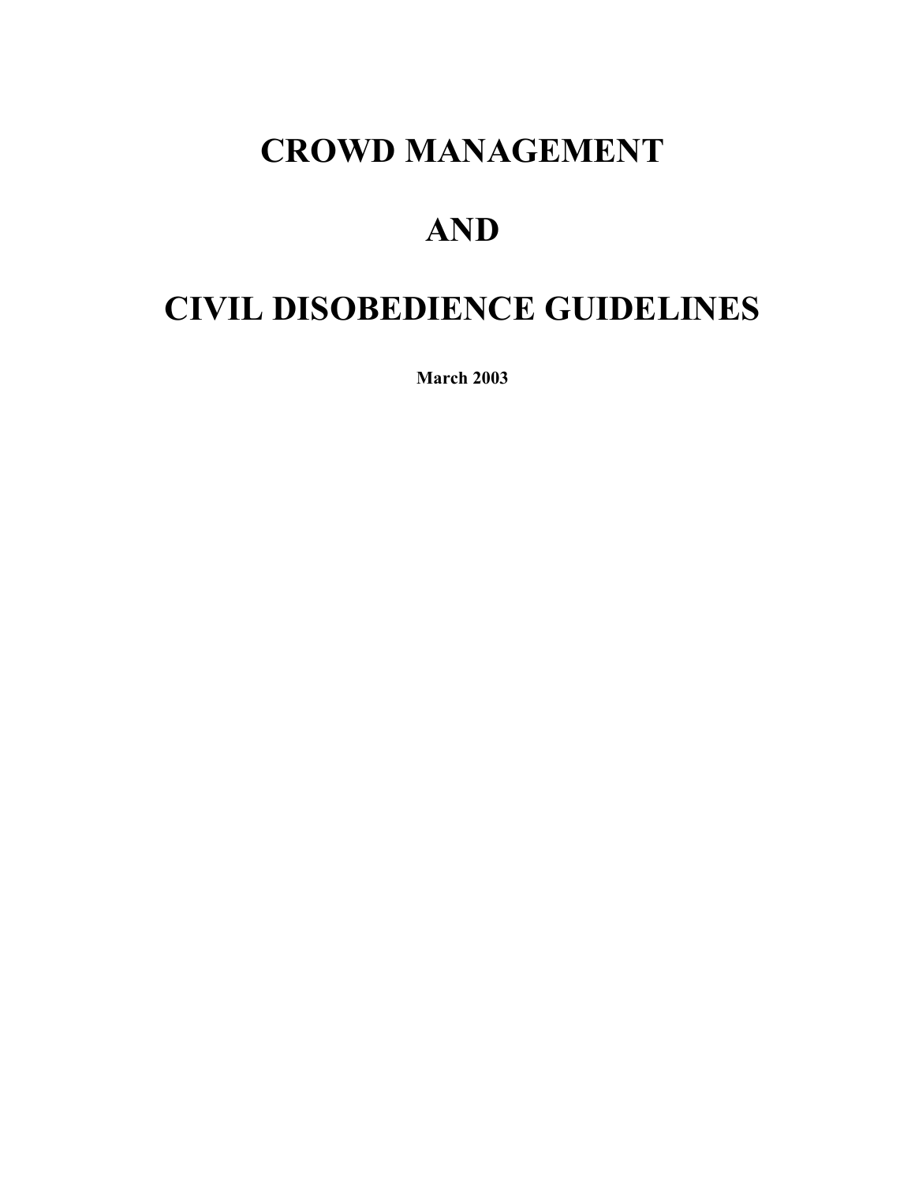# CROWD MANAGEMENT

# AND

# CIVIL DISOBEDIENCE GUIDELINES

**March 2003**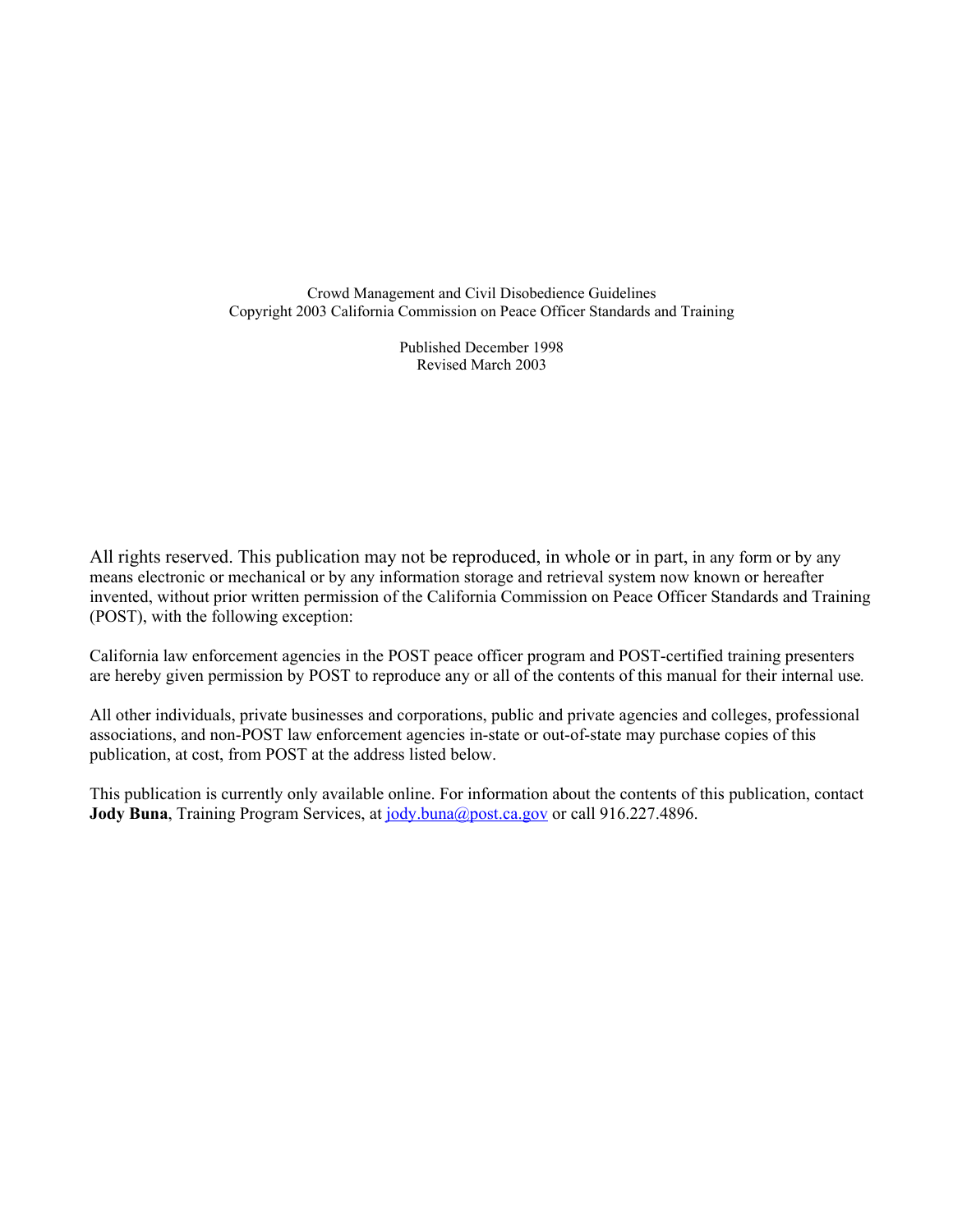Crowd Management and Civil Disobedience Guidelines
Copyright 2003 California Commission on Peace Officer Standards and Training

Published December 1998
Revised March 2003

All rights reserved. This publication may not be reproduced, in whole or in part, in any form or by any means electronic or mechanical or by any information storage and retrieval system now known or hereafter invented, without prior written permission of the California Commission on Peace Officer Standards and Training (POST), with the following exception:

California law enforcement agencies in the POST peace officer program and POST-certified training presenters are hereby given permission by POST to reproduce any or all of the contents of this manual for their internal use.

All other individuals, private businesses and corporations, public and private agencies and colleges, professional associations, and non-POST law enforcement agencies in-state or out-of-state may purchase copies of this publication, at cost, from POST at the address listed below.

This publication is currently only available online. For information about the contents of this publication, contact **Jody Buna**, Training Program Services, at jody.buna@post.ca.gov or call 916.227.4896.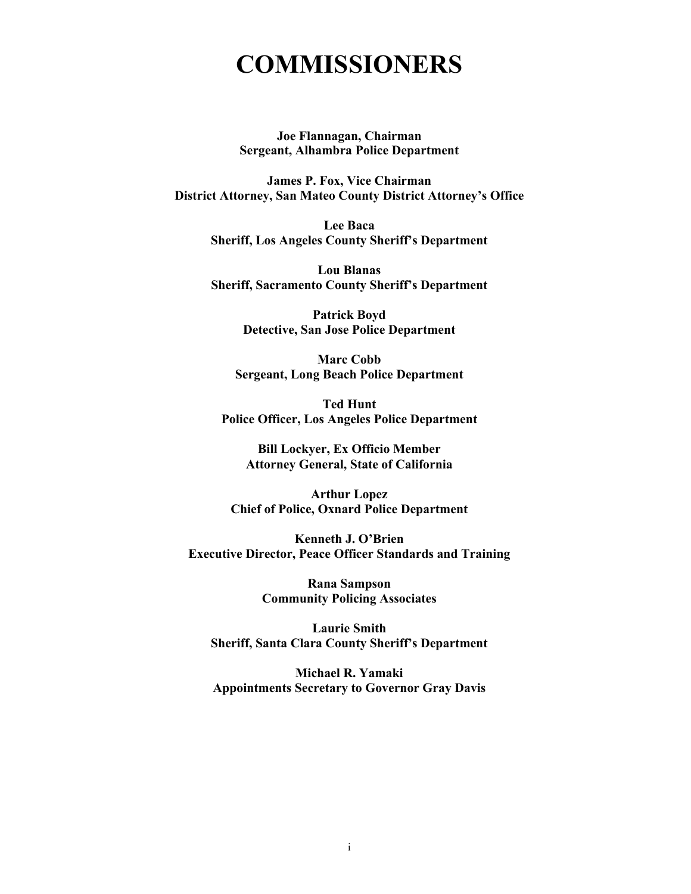# COMMISSIONERS

**Joe Flannagan, Chairman**
**Sergeant, Alhambra Police Department**

**James P. Fox, Vice Chairman**
**District Attorney, San Mateo County District Attorney's Office**

**Lee Baca**
**Sheriff, Los Angeles County Sheriff's Department**

**Lou Blanas**
**Sheriff, Sacramento County Sheriff's Department**

**Patrick Boyd**
**Detective, San Jose Police Department**

**Marc Cobb**
**Sergeant, Long Beach Police Department**

**Ted Hunt**
**Police Officer, Los Angeles Police Department**

**Bill Lockyer, Ex Officio Member**
**Attorney General, State of California**

**Arthur Lopez**
**Chief of Police, Oxnard Police Department**

**Kenneth J. O'Brien**
**Executive Director, Peace Officer Standards and Training**

**Rana Sampson**
**Community Policing Associates**

**Laurie Smith**
**Sheriff, Santa Clara County Sheriff's Department**

**Michael R. Yamaki**
**Appointments Secretary to Governor Gray Davis**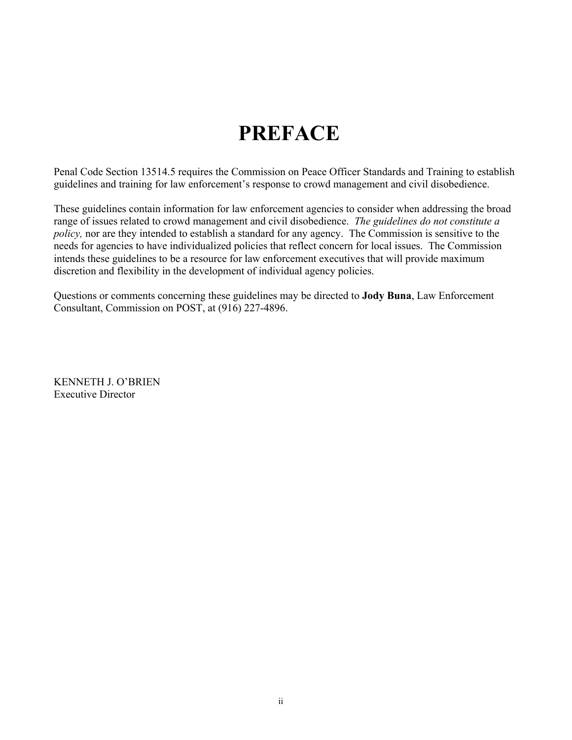# PREFACE

Penal Code Section 13514.5 requires the Commission on Peace Officer Standards and Training to establish guidelines and training for law enforcement's response to crowd management and civil disobedience.

These guidelines contain information for law enforcement agencies to consider when addressing the broad range of issues related to crowd management and civil disobedience. *The guidelines do not constitute a policy,* nor are they intended to establish a standard for any agency. The Commission is sensitive to the needs for agencies to have individualized policies that reflect concern for local issues. The Commission intends these guidelines to be a resource for law enforcement executives that will provide maximum discretion and flexibility in the development of individual agency policies.

Questions or comments concerning these guidelines may be directed to **Jody Buna**, Law Enforcement Consultant, Commission on POST, at (916) 227-4896.

KENNETH J. O'BRIEN
Executive Director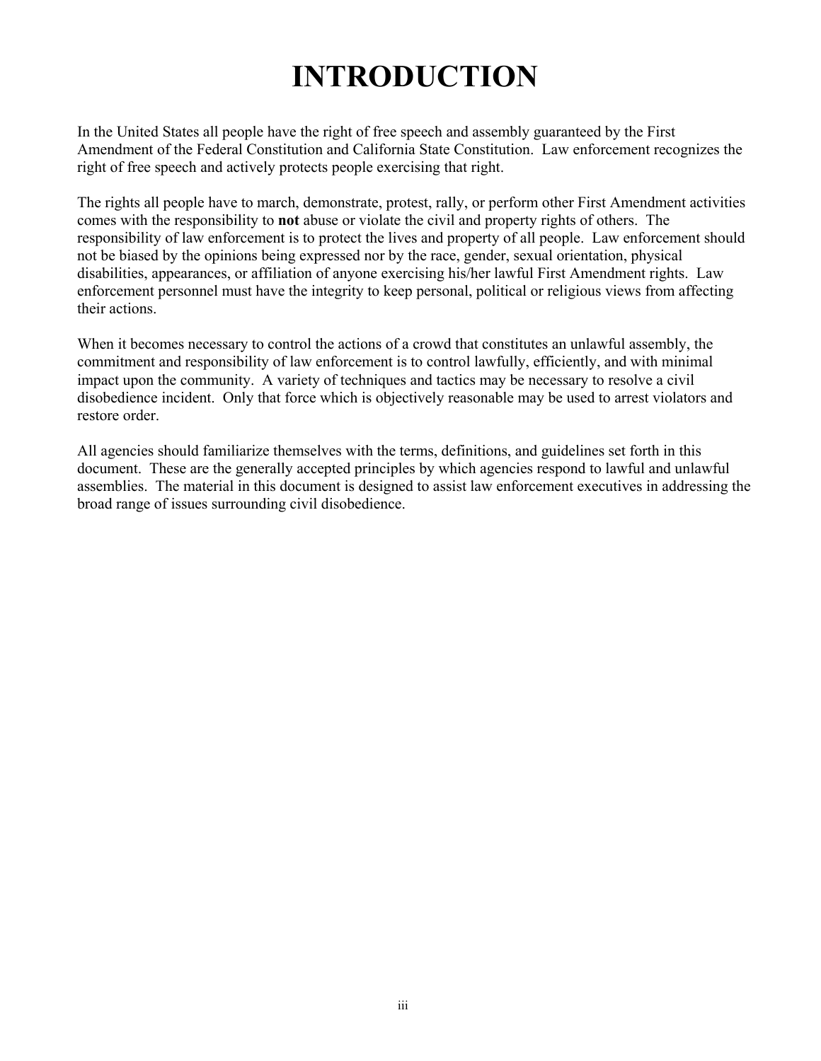# INTRODUCTION

In the United States all people have the right of free speech and assembly guaranteed by the First Amendment of the Federal Constitution and California State Constitution. Law enforcement recognizes the right of free speech and actively protects people exercising that right.

The rights all people have to march, demonstrate, protest, rally, or perform other First Amendment activities comes with the responsibility to **not** abuse or violate the civil and property rights of others. The responsibility of law enforcement is to protect the lives and property of all people. Law enforcement should not be biased by the opinions being expressed nor by the race, gender, sexual orientation, physical disabilities, appearances, or affiliation of anyone exercising his/her lawful First Amendment rights. Law enforcement personnel must have the integrity to keep personal, political or religious views from affecting their actions.

When it becomes necessary to control the actions of a crowd that constitutes an unlawful assembly, the commitment and responsibility of law enforcement is to control lawfully, efficiently, and with minimal impact upon the community. A variety of techniques and tactics may be necessary to resolve a civil disobedience incident. Only that force which is objectively reasonable may be used to arrest violators and restore order.

All agencies should familiarize themselves with the terms, definitions, and guidelines set forth in this document. These are the generally accepted principles by which agencies respond to lawful and unlawful assemblies. The material in this document is designed to assist law enforcement executives in addressing the broad range of issues surrounding civil disobedience.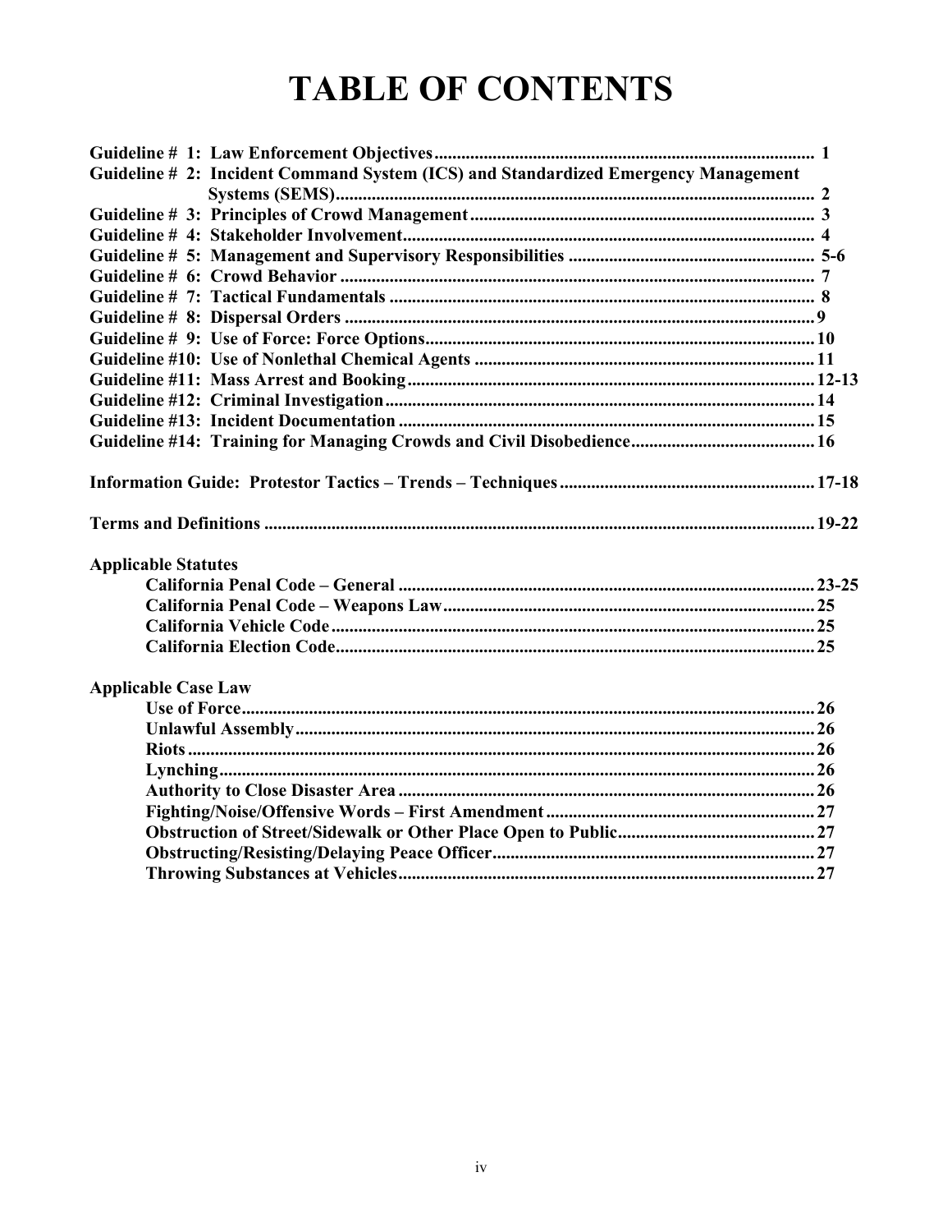# TABLE OF CONTENTS

**Guideline # 1: Law Enforcement Objectives** .................................................................................... 1
**Guideline # 2: Incident Command System (ICS) and Standardized Emergency Management Systems (SEMS)** .......................................................................................................... 2
**Guideline # 3: Principles of Crowd Management** ............................................................................ 3
**Guideline # 4: Stakeholder Involvement** ........................................................................................... 4
**Guideline # 5: Management and Supervisory Responsibilities** ...................................................... 5-6
**Guideline # 6: Crowd Behavior** ......................................................................................................... 7
**Guideline # 7: Tactical Fundamentals** .............................................................................................. 8
**Guideline # 8: Dispersal Orders** ........................................................................................................ 9
**Guideline # 9: Use of Force: Force Options** ..................................................................................... 10
**Guideline #10: Use of Nonlethal Chemical Agents** ........................................................................... 11
**Guideline #11: Mass Arrest and Booking** ......................................................................................... 12-13
**Guideline #12: Criminal Investigation** ............................................................................................... 14
**Guideline #13: Incident Documentation** ............................................................................................ 15
**Guideline #14: Training for Managing Crowds and Civil Disobedience** ......................................... 16

**Information Guide: Protestor Tactics – Trends – Techniques** ......................................................... 17-18

**Terms and Definitions** ......................................................................................................................... 19-22

**Applicable Statutes**

- **California Penal Code – General** ............................................................................................ 23-25
- **California Penal Code – Weapons Law** .................................................................................. 25
- **California Vehicle Code** ........................................................................................................... 25
- **California Election Code** .......................................................................................................... 25

**Applicable Case Law**

- **Use of Force** .............................................................................................................................. 26
- **Unlawful Assembly** ................................................................................................................... 26
- **Riots** .......................................................................................................................................... 26
- **Lynching** ................................................................................................................................... 26
- **Authority to Close Disaster Area** ............................................................................................ 26
- **Fighting/Noise/Offensive Words – First Amendment** ............................................................ 27
- **Obstruction of Street/Sidewalk or Other Place Open to Public** ............................................ 27
- **Obstructing/Resisting/Delaying Peace Officer** ....................................................................... 27
- **Throwing Substances at Vehicles** ............................................................................................ 27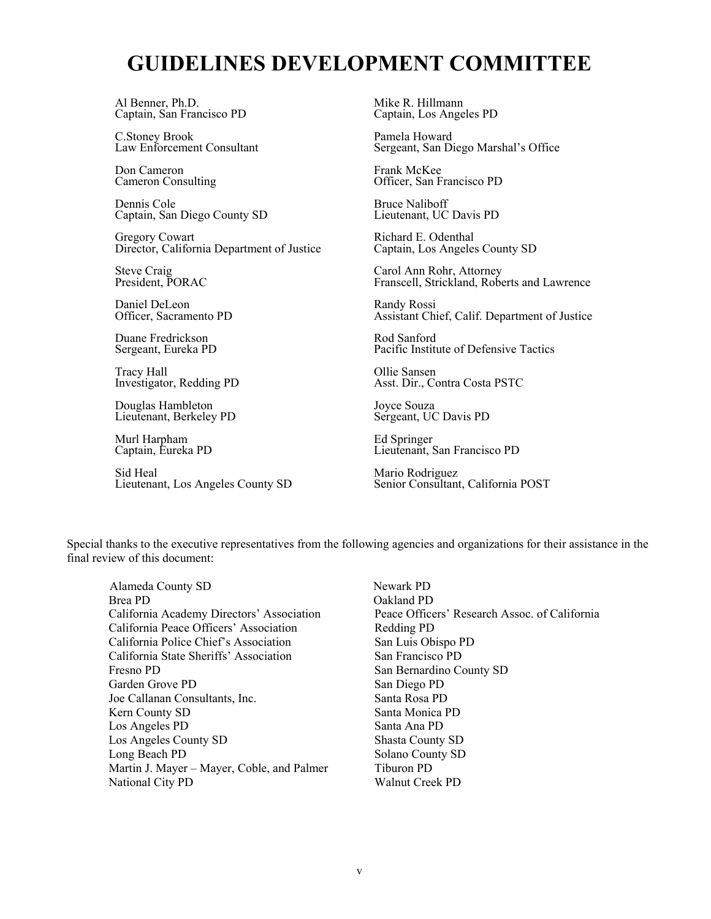# GUIDELINES DEVELOPMENT COMMITTEE

Al Benner, Ph.D.
Captain, San Francisco PD

C.Stoney Brook
Law Enforcement Consultant

Don Cameron
Cameron Consulting

Dennis Cole
Captain, San Diego County SD

Gregory Cowart
Director, California Department of Justice

Steve Craig
President, PORAC

Daniel DeLeon
Officer, Sacramento PD

Duane Fredrickson
Sergeant, Eureka PD

Tracy Hall
Investigator, Redding PD

Douglas Hambleton
Lieutenant, Berkeley PD

Murl Harpham
Captain, Eureka PD

Sid Heal
Lieutenant, Los Angeles County SD

Mike R. Hillmann
Captain, Los Angeles PD

Pamela Howard
Sergeant, San Diego Marshal's Office

Frank McKee
Officer, San Francisco PD

Bruce Naliboff
Lieutenant, UC Davis PD

Richard E. Odenthal
Captain, Los Angeles County SD

Carol Ann Rohr, Attorney
Franscell, Strickland, Roberts and Lawrence

Randy Rossi
Assistant Chief, Calif. Department of Justice

Rod Sanford
Pacific Institute of Defensive Tactics

Ollie Sansen
Asst. Dir., Contra Costa PSTC

Joyce Souza
Sergeant, UC Davis PD

Ed Springer
Lieutenant, San Francisco PD

Mario Rodriguez
Senior Consultant, California POST

Special thanks to the executive representatives from the following agencies and organizations for their assistance in the final review of this document:

- Alameda County SD
- Brea PD
- California Academy Directors' Association
- California Peace Officers' Association
- California Police Chief's Association
- California State Sheriffs' Association
- Fresno PD
- Garden Grove PD
- Joe Callanan Consultants, Inc.
- Kern County SD
- Los Angeles PD
- Los Angeles County SD
- Long Beach PD
- Martin J. Mayer – Mayer, Coble, and Palmer
- National City PD
- Newark PD
- Oakland PD
- Peace Officers' Research Assoc. of California
- Redding PD
- San Luis Obispo PD
- San Francisco PD
- San Bernardino County SD
- San Diego PD
- Santa Rosa PD
- Santa Monica PD
- Santa Ana PD
- Shasta County SD
- Solano County SD
- Tiburon PD
- Walnut Creek PD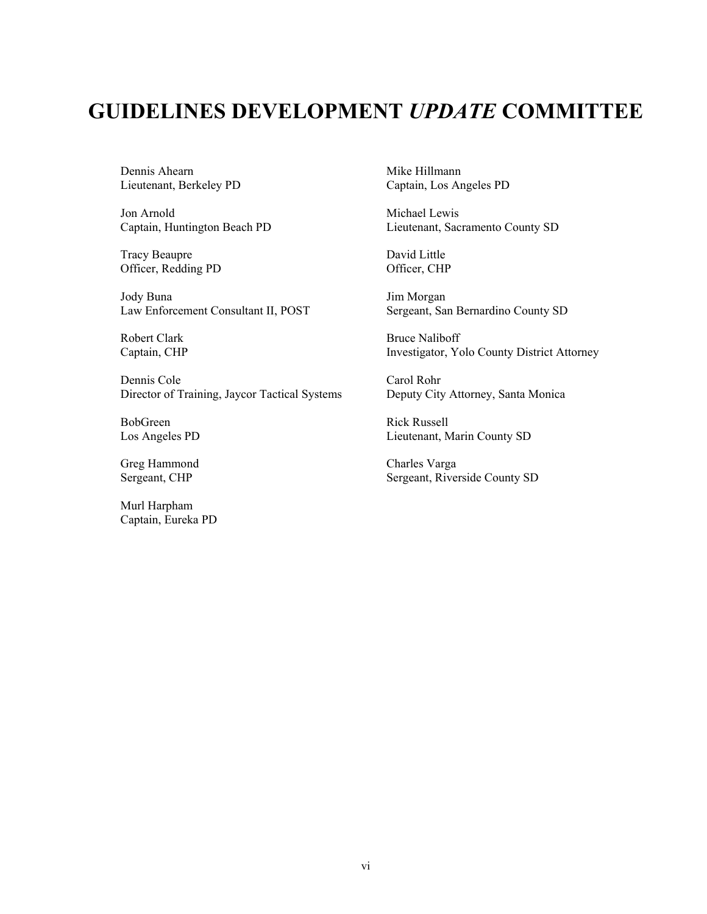# GUIDELINES DEVELOPMENT *UPDATE* COMMITTEE

Dennis Ahearn
Lieutenant, Berkeley PD

Jon Arnold
Captain, Huntington Beach PD

Tracy Beaupre
Officer, Redding PD

Jody Buna
Law Enforcement Consultant II, POST

Robert Clark
Captain, CHP

Dennis Cole
Director of Training, Jaycor Tactical Systems

BobGreen
Los Angeles PD

Greg Hammond
Sergeant, CHP

Murl Harpham
Captain, Eureka PD

Mike Hillmann
Captain, Los Angeles PD

Michael Lewis
Lieutenant, Sacramento County SD

David Little
Officer, CHP

Jim Morgan
Sergeant, San Bernardino County SD

Bruce Naliboff
Investigator, Yolo County District Attorney

Carol Rohr
Deputy City Attorney, Santa Monica

Rick Russell
Lieutenant, Marin County SD

Charles Varga
Sergeant, Riverside County SD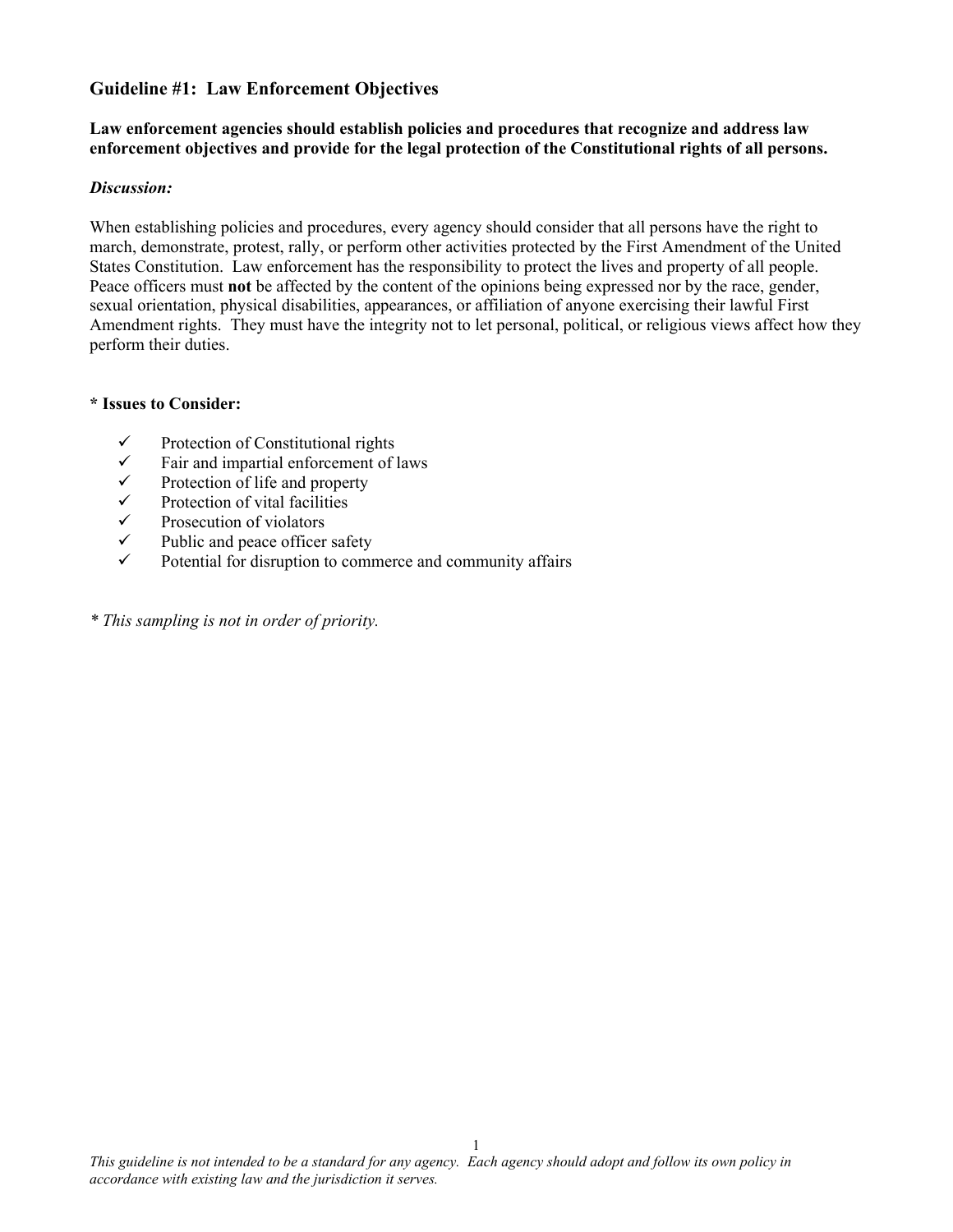## Guideline #1: Law Enforcement Objectives

**Law enforcement agencies should establish policies and procedures that recognize and address law enforcement objectives and provide for the legal protection of the Constitutional rights of all persons.**

***Discussion:***

When establishing policies and procedures, every agency should consider that all persons have the right to march, demonstrate, protest, rally, or perform other activities protected by the First Amendment of the United States Constitution. Law enforcement has the responsibility to protect the lives and property of all people. Peace officers must **not** be affected by the content of the opinions being expressed nor by the race, gender, sexual orientation, physical disabilities, appearances, or affiliation of anyone exercising their lawful First Amendment rights. They must have the integrity not to let personal, political, or religious views affect how they perform their duties.

**\* Issues to Consider:**

- ✓ Protection of Constitutional rights
- ✓ Fair and impartial enforcement of laws
- ✓ Protection of life and property
- ✓ Protection of vital facilities
- ✓ Prosecution of violators
- ✓ Public and peace officer safety
- ✓ Potential for disruption to commerce and community affairs

*\* This sampling is not in order of priority.*

*This guideline is not intended to be a standard for any agency. Each agency should adopt and follow its own policy in accordance with existing law and the jurisdiction it serves.*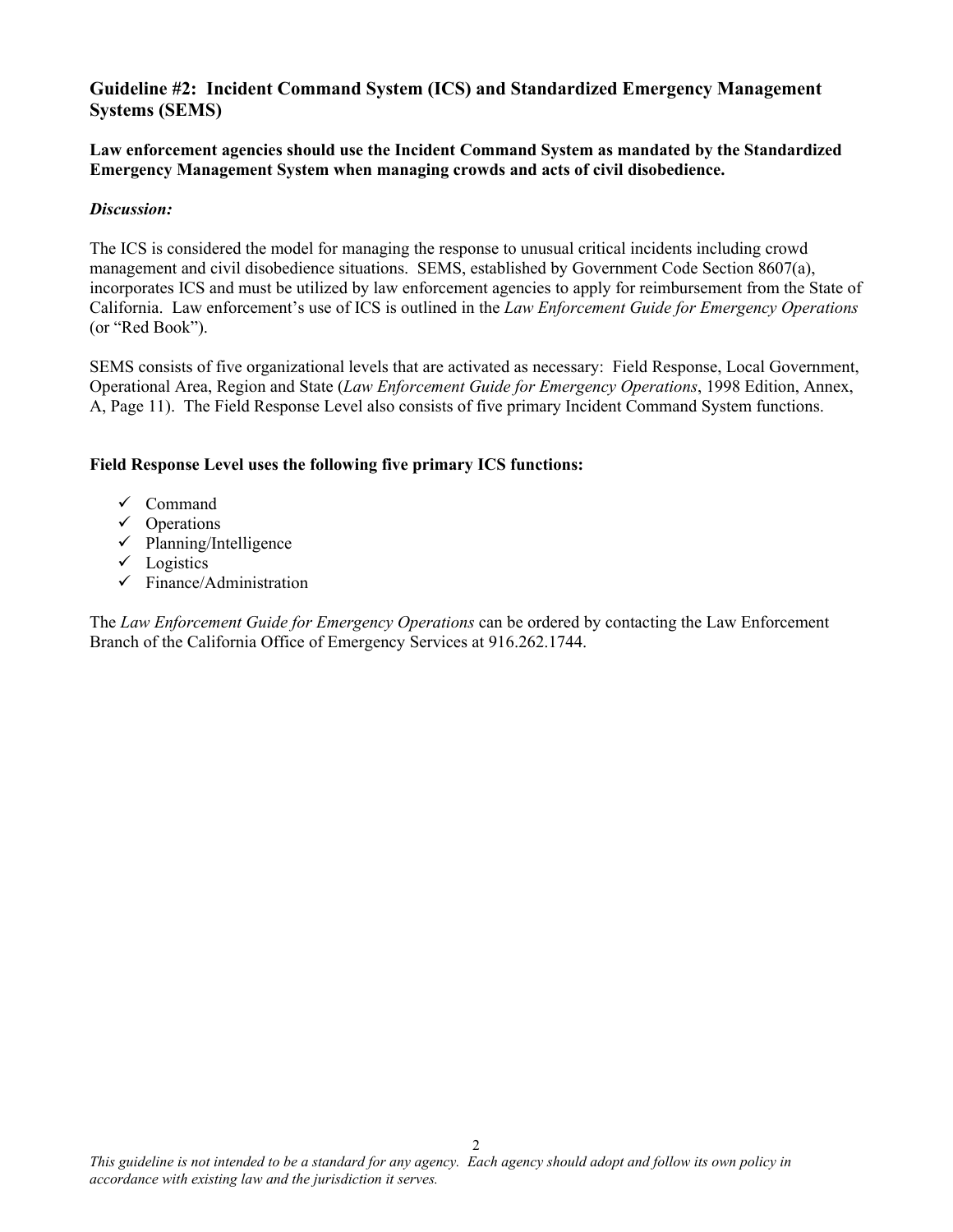### Guideline #2: Incident Command System (ICS) and Standardized Emergency Management Systems (SEMS)

**Law enforcement agencies should use the Incident Command System as mandated by the Standardized Emergency Management System when managing crowds and acts of civil disobedience.**

***Discussion:***

The ICS is considered the model for managing the response to unusual critical incidents including crowd management and civil disobedience situations. SEMS, established by Government Code Section 8607(a), incorporates ICS and must be utilized by law enforcement agencies to apply for reimbursement from the State of California. Law enforcement's use of ICS is outlined in the *Law Enforcement Guide for Emergency Operations* (or "Red Book").

SEMS consists of five organizational levels that are activated as necessary: Field Response, Local Government, Operational Area, Region and State (*Law Enforcement Guide for Emergency Operations*, 1998 Edition, Annex, A, Page 11). The Field Response Level also consists of five primary Incident Command System functions.

**Field Response Level uses the following five primary ICS functions:**

- ✓ Command
- ✓ Operations
- ✓ Planning/Intelligence
- ✓ Logistics
- ✓ Finance/Administration

The *Law Enforcement Guide for Emergency Operations* can be ordered by contacting the Law Enforcement Branch of the California Office of Emergency Services at 916.262.1744.

*This guideline is not intended to be a standard for any agency. Each agency should adopt and follow its own policy in accordance with existing law and the jurisdiction it serves.*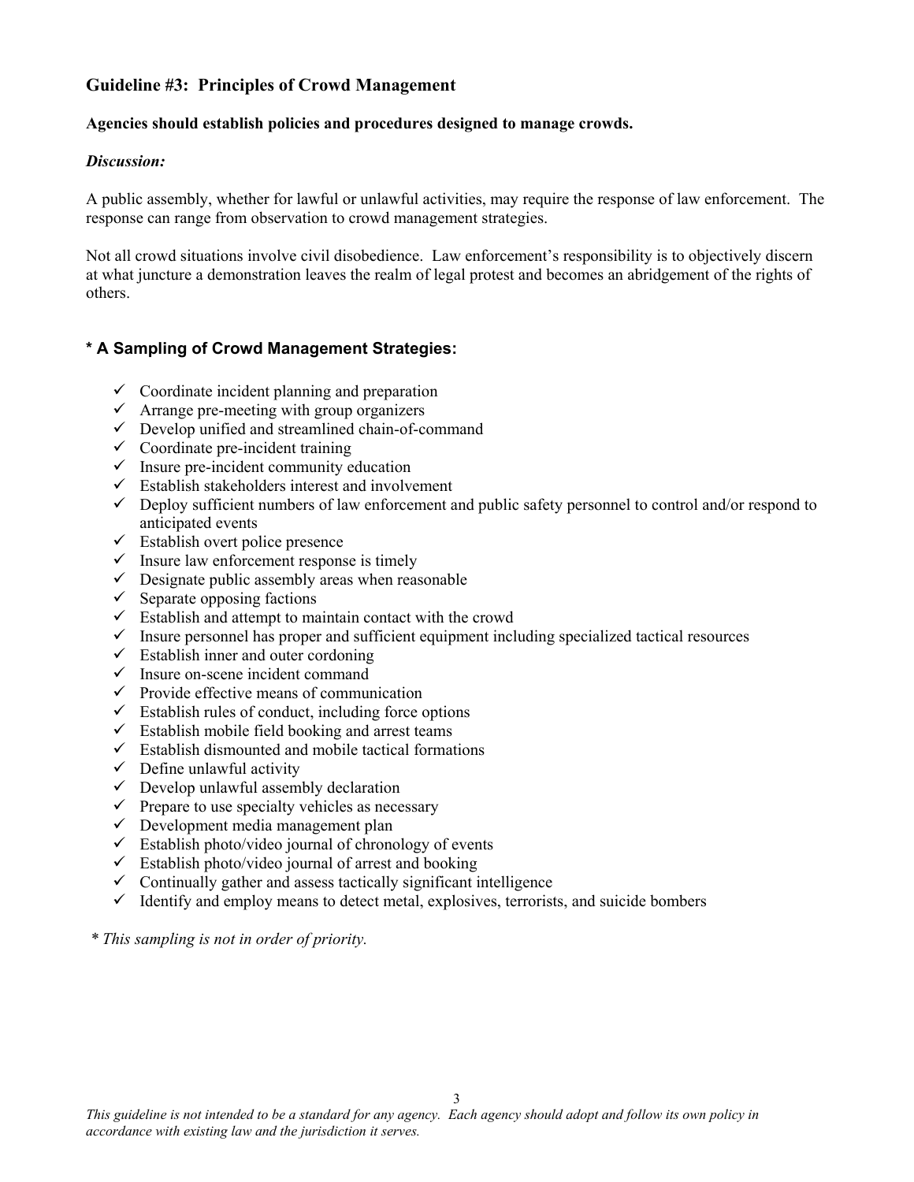## Guideline #3: Principles of Crowd Management

**Agencies should establish policies and procedures designed to manage crowds.**

***Discussion:***

A public assembly, whether for lawful or unlawful activities, may require the response of law enforcement. The response can range from observation to crowd management strategies.

Not all crowd situations involve civil disobedience. Law enforcement's responsibility is to objectively discern at what juncture a demonstration leaves the realm of legal protest and becomes an abridgement of the rights of others.

### * A Sampling of Crowd Management Strategies:

- ✓ Coordinate incident planning and preparation
- ✓ Arrange pre-meeting with group organizers
- ✓ Develop unified and streamlined chain-of-command
- ✓ Coordinate pre-incident training
- ✓ Insure pre-incident community education
- ✓ Establish stakeholders interest and involvement
- ✓ Deploy sufficient numbers of law enforcement and public safety personnel to control and/or respond to anticipated events
- ✓ Establish overt police presence
- ✓ Insure law enforcement response is timely
- ✓ Designate public assembly areas when reasonable
- ✓ Separate opposing factions
- ✓ Establish and attempt to maintain contact with the crowd
- ✓ Insure personnel has proper and sufficient equipment including specialized tactical resources
- ✓ Establish inner and outer cordoning
- ✓ Insure on-scene incident command
- ✓ Provide effective means of communication
- ✓ Establish rules of conduct, including force options
- ✓ Establish mobile field booking and arrest teams
- ✓ Establish dismounted and mobile tactical formations
- ✓ Define unlawful activity
- ✓ Develop unlawful assembly declaration
- ✓ Prepare to use specialty vehicles as necessary
- ✓ Development media management plan
- ✓ Establish photo/video journal of chronology of events
- ✓ Establish photo/video journal of arrest and booking
- ✓ Continually gather and assess tactically significant intelligence
- ✓ Identify and employ means to detect metal, explosives, terrorists, and suicide bombers

*\* This sampling is not in order of priority.*

*This guideline is not intended to be a standard for any agency. Each agency should adopt and follow its own policy in accordance with existing law and the jurisdiction it serves.*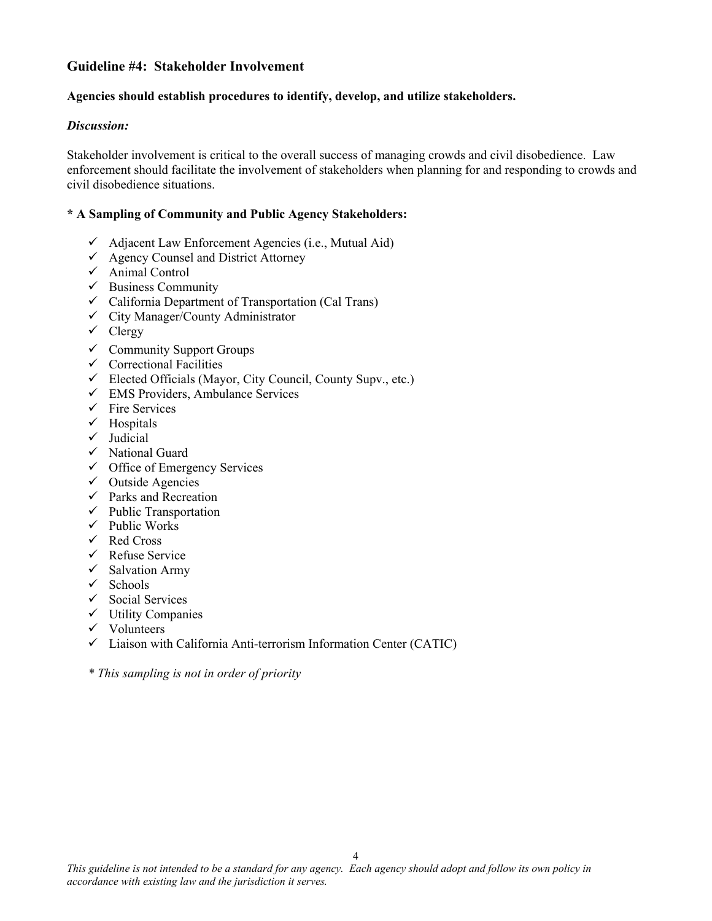## Guideline #4: Stakeholder Involvement

**Agencies should establish procedures to identify, develop, and utilize stakeholders.**

***Discussion:***

Stakeholder involvement is critical to the overall success of managing crowds and civil disobedience. Law enforcement should facilitate the involvement of stakeholders when planning for and responding to crowds and civil disobedience situations.

**\* A Sampling of Community and Public Agency Stakeholders:**

- ✓ Adjacent Law Enforcement Agencies (i.e., Mutual Aid)
- ✓ Agency Counsel and District Attorney
- ✓ Animal Control
- ✓ Business Community
- ✓ California Department of Transportation (Cal Trans)
- ✓ City Manager/County Administrator
- ✓ Clergy
- ✓ Community Support Groups
- ✓ Correctional Facilities
- ✓ Elected Officials (Mayor, City Council, County Supv., etc.)
- ✓ EMS Providers, Ambulance Services
- ✓ Fire Services
- ✓ Hospitals
- ✓ Judicial
- ✓ National Guard
- ✓ Office of Emergency Services
- ✓ Outside Agencies
- ✓ Parks and Recreation
- ✓ Public Transportation
- ✓ Public Works
- ✓ Red Cross
- ✓ Refuse Service
- ✓ Salvation Army
- ✓ Schools
- ✓ Social Services
- ✓ Utility Companies
- ✓ Volunteers
- ✓ Liaison with California Anti-terrorism Information Center (CATIC)

*\* This sampling is not in order of priority*

*This guideline is not intended to be a standard for any agency. Each agency should adopt and follow its own policy in accordance with existing law and the jurisdiction it serves.*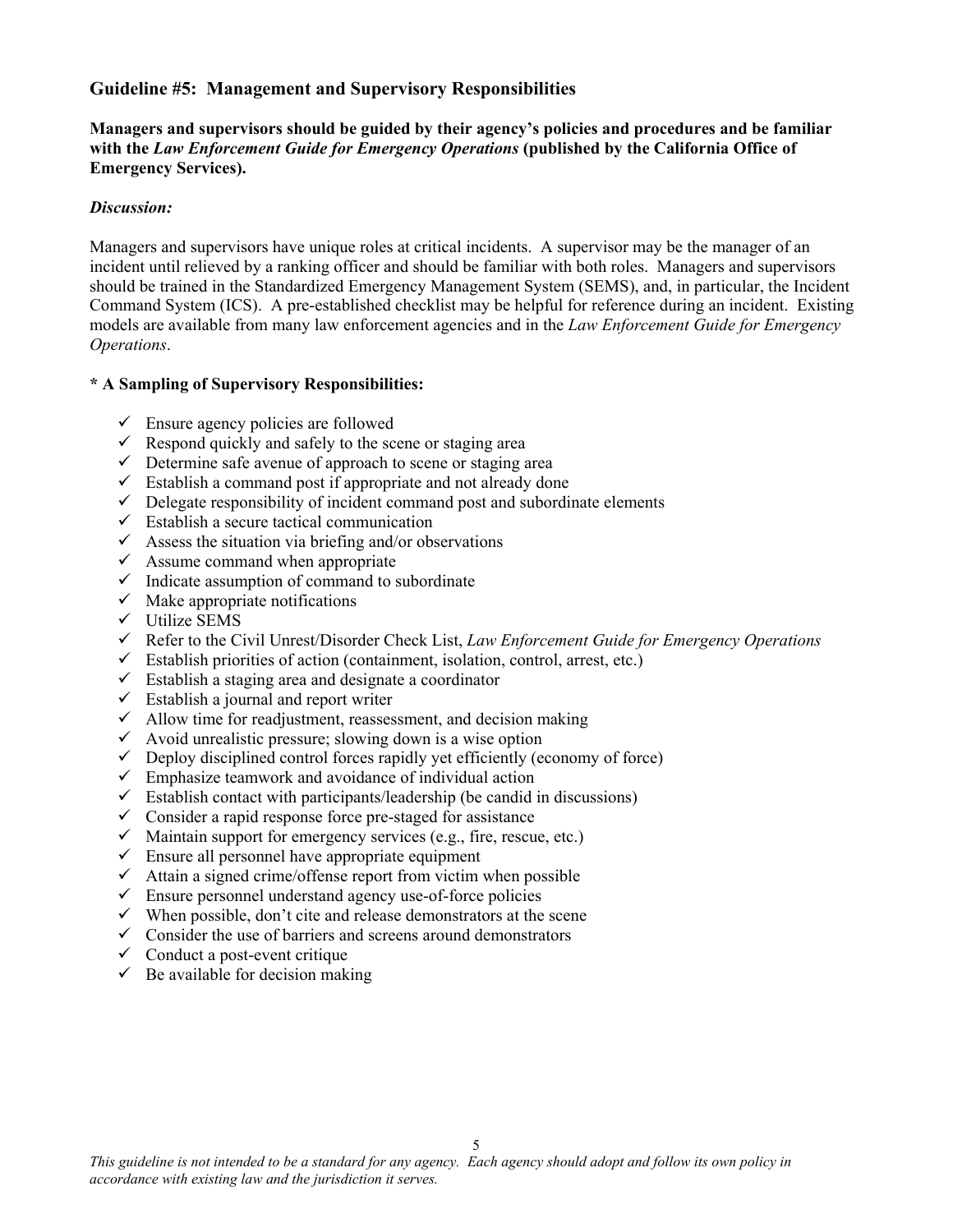### Guideline #5: Management and Supervisory Responsibilities

**Managers and supervisors should be guided by their agency's policies and procedures and be familiar with the *Law Enforcement Guide for Emergency Operations* (published by the California Office of Emergency Services).**

***Discussion:***

Managers and supervisors have unique roles at critical incidents. A supervisor may be the manager of an incident until relieved by a ranking officer and should be familiar with both roles. Managers and supervisors should be trained in the Standardized Emergency Management System (SEMS), and, in particular, the Incident Command System (ICS). A pre-established checklist may be helpful for reference during an incident. Existing models are available from many law enforcement agencies and in the *Law Enforcement Guide for Emergency Operations*.

**\* A Sampling of Supervisory Responsibilities:**

- ✓ Ensure agency policies are followed
- ✓ Respond quickly and safely to the scene or staging area
- ✓ Determine safe avenue of approach to scene or staging area
- ✓ Establish a command post if appropriate and not already done
- ✓ Delegate responsibility of incident command post and subordinate elements
- ✓ Establish a secure tactical communication
- ✓ Assess the situation via briefing and/or observations
- ✓ Assume command when appropriate
- ✓ Indicate assumption of command to subordinate
- ✓ Make appropriate notifications
- ✓ Utilize SEMS
- ✓ Refer to the Civil Unrest/Disorder Check List, *Law Enforcement Guide for Emergency Operations*
- ✓ Establish priorities of action (containment, isolation, control, arrest, etc.)
- ✓ Establish a staging area and designate a coordinator
- ✓ Establish a journal and report writer
- ✓ Allow time for readjustment, reassessment, and decision making
- ✓ Avoid unrealistic pressure; slowing down is a wise option
- ✓ Deploy disciplined control forces rapidly yet efficiently (economy of force)
- ✓ Emphasize teamwork and avoidance of individual action
- ✓ Establish contact with participants/leadership (be candid in discussions)
- ✓ Consider a rapid response force pre-staged for assistance
- ✓ Maintain support for emergency services (e.g., fire, rescue, etc.)
- ✓ Ensure all personnel have appropriate equipment
- ✓ Attain a signed crime/offense report from victim when possible
- ✓ Ensure personnel understand agency use-of-force policies
- ✓ When possible, don't cite and release demonstrators at the scene
- ✓ Consider the use of barriers and screens around demonstrators
- ✓ Conduct a post-event critique
- ✓ Be available for decision making

*This guideline is not intended to be a standard for any agency. Each agency should adopt and follow its own policy in accordance with existing law and the jurisdiction it serves.*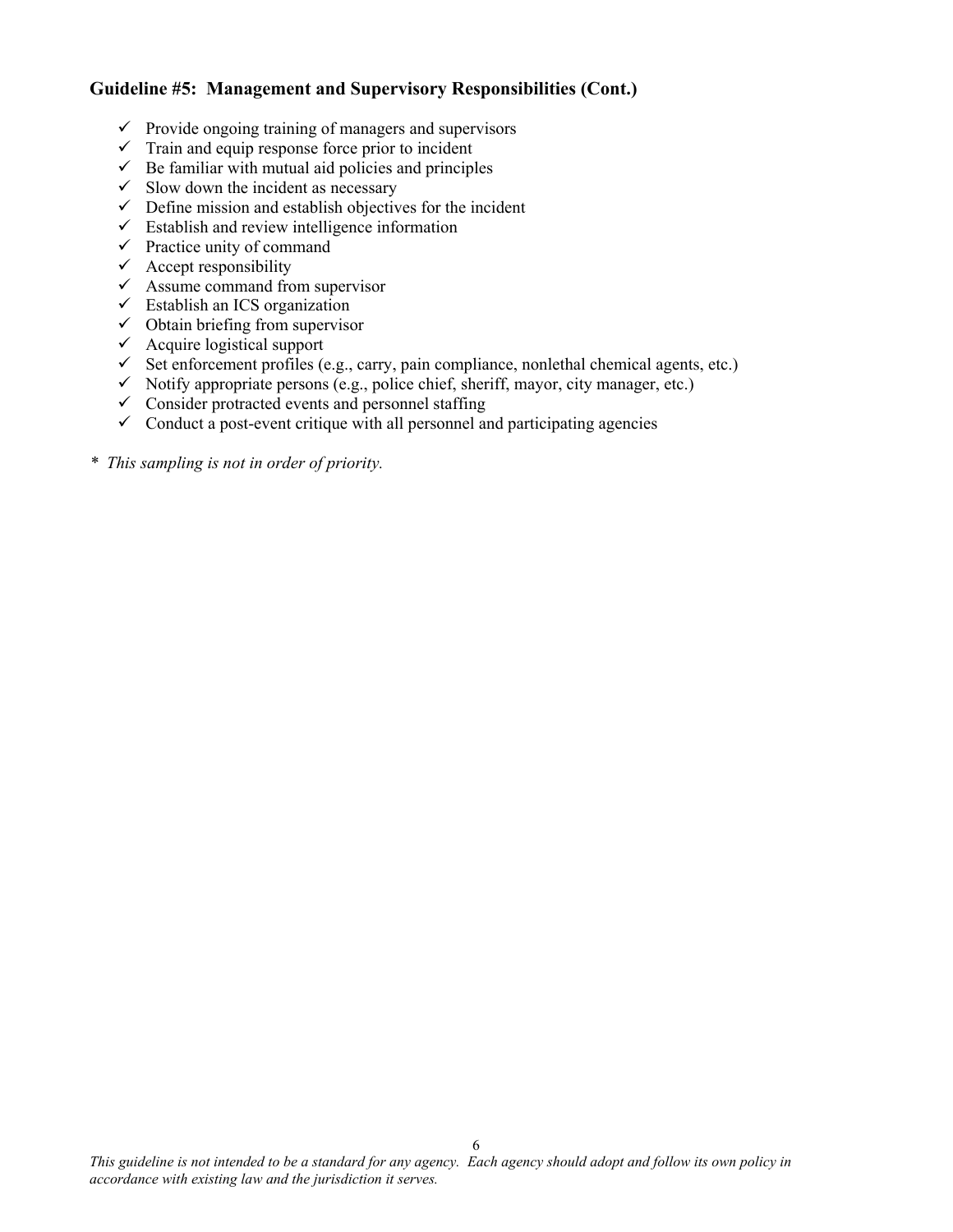### Guideline #5: Management and Supervisory Responsibilities (Cont.)

- ✓ Provide ongoing training of managers and supervisors
- ✓ Train and equip response force prior to incident
- ✓ Be familiar with mutual aid policies and principles
- ✓ Slow down the incident as necessary
- ✓ Define mission and establish objectives for the incident
- ✓ Establish and review intelligence information
- ✓ Practice unity of command
- ✓ Accept responsibility
- ✓ Assume command from supervisor
- ✓ Establish an ICS organization
- ✓ Obtain briefing from supervisor
- ✓ Acquire logistical support
- ✓ Set enforcement profiles (e.g., carry, pain compliance, nonlethal chemical agents, etc.)
- ✓ Notify appropriate persons (e.g., police chief, sheriff, mayor, city manager, etc.)
- ✓ Consider protracted events and personnel staffing
- ✓ Conduct a post-event critique with all personnel and participating agencies

\* *This sampling is not in order of priority.*

*This guideline is not intended to be a standard for any agency. Each agency should adopt and follow its own policy in accordance with existing law and the jurisdiction it serves.*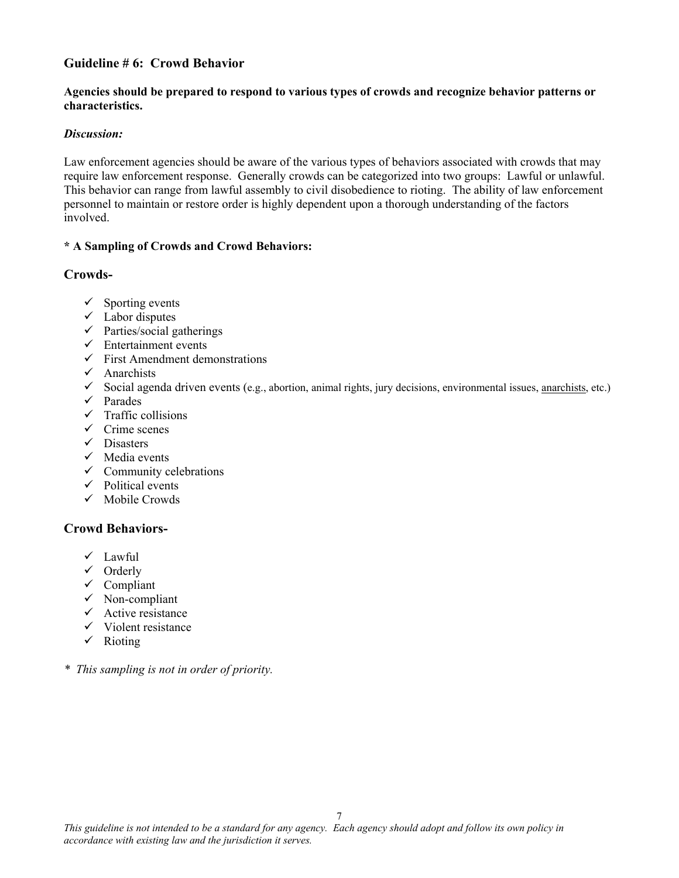## Guideline # 6: Crowd Behavior

**Agencies should be prepared to respond to various types of crowds and recognize behavior patterns or characteristics.**

***Discussion:***

Law enforcement agencies should be aware of the various types of behaviors associated with crowds that may require law enforcement response. Generally crowds can be categorized into two groups: Lawful or unlawful. This behavior can range from lawful assembly to civil disobedience to rioting. The ability of law enforcement personnel to maintain or restore order is highly dependent upon a thorough understanding of the factors involved.

**\* A Sampling of Crowds and Crowd Behaviors:**

### Crowds-

- ✓ Sporting events
- ✓ Labor disputes
- ✓ Parties/social gatherings
- ✓ Entertainment events
- ✓ First Amendment demonstrations
- ✓ Anarchists
- ✓ Social agenda driven events (e.g., abortion, animal rights, jury decisions, environmental issues, anarchists, etc.)
- ✓ Parades
- ✓ Traffic collisions
- ✓ Crime scenes
- ✓ Disasters
- ✓ Media events
- ✓ Community celebrations
- ✓ Political events
- ✓ Mobile Crowds

### Crowd Behaviors-

- ✓ Lawful
- ✓ Orderly
- ✓ Compliant
- ✓ Non-compliant
- ✓ Active resistance
- ✓ Violent resistance
- ✓ Rioting

*\* This sampling is not in order of priority.*

*This guideline is not intended to be a standard for any agency. Each agency should adopt and follow its own policy in accordance with existing law and the jurisdiction it serves.*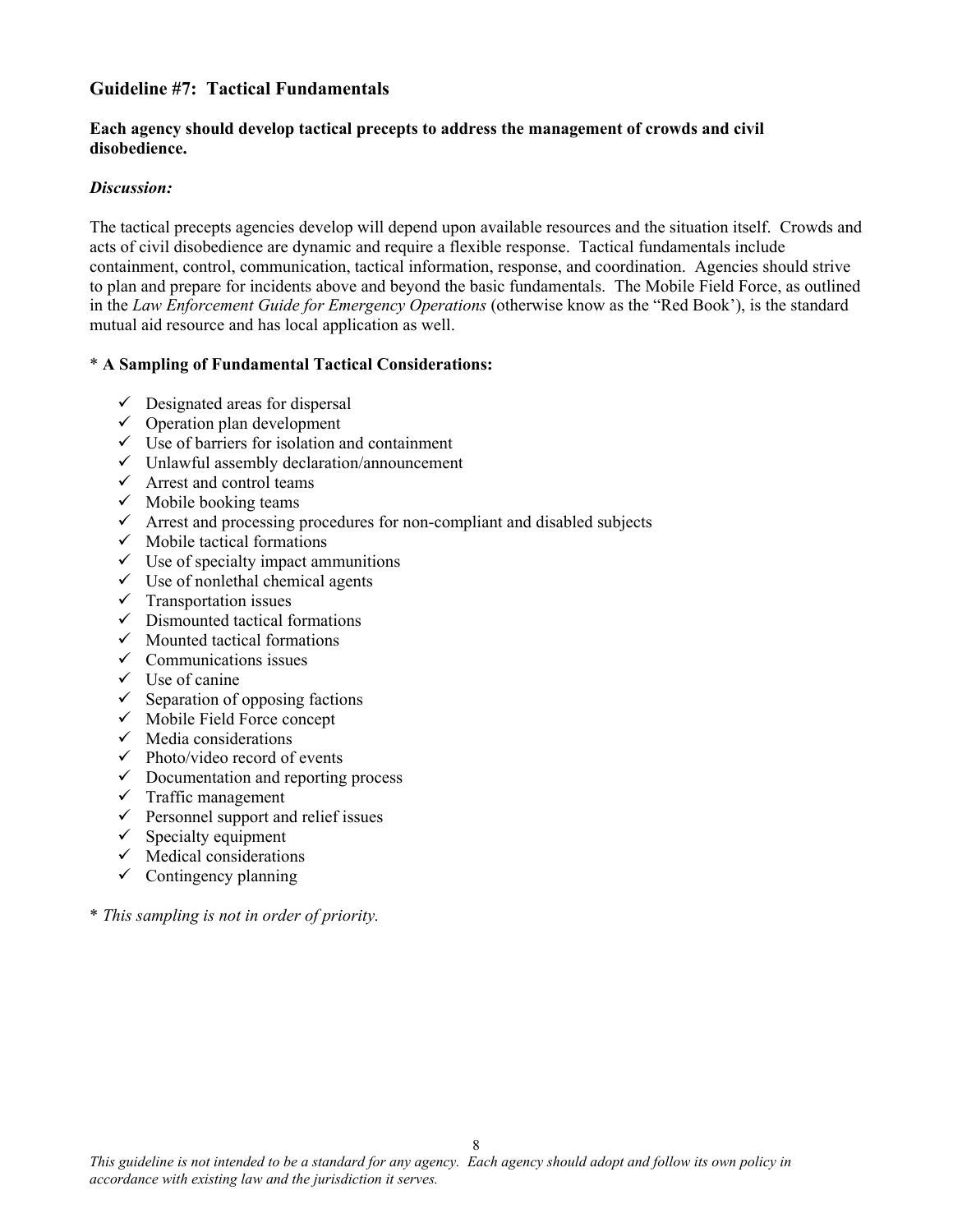## Guideline #7: Tactical Fundamentals

**Each agency should develop tactical precepts to address the management of crowds and civil disobedience.**

***Discussion:***

The tactical precepts agencies develop will depend upon available resources and the situation itself. Crowds and acts of civil disobedience are dynamic and require a flexible response. Tactical fundamentals include containment, control, communication, tactical information, response, and coordination. Agencies should strive to plan and prepare for incidents above and beyond the basic fundamentals. The Mobile Field Force, as outlined in the *Law Enforcement Guide for Emergency Operations* (otherwise know as the "Red Book'), is the standard mutual aid resource and has local application as well.

\* **A Sampling of Fundamental Tactical Considerations:**

- ✓ Designated areas for dispersal
- ✓ Operation plan development
- ✓ Use of barriers for isolation and containment
- ✓ Unlawful assembly declaration/announcement
- ✓ Arrest and control teams
- ✓ Mobile booking teams
- ✓ Arrest and processing procedures for non-compliant and disabled subjects
- ✓ Mobile tactical formations
- ✓ Use of specialty impact ammunitions
- ✓ Use of nonlethal chemical agents
- ✓ Transportation issues
- ✓ Dismounted tactical formations
- ✓ Mounted tactical formations
- ✓ Communications issues
- ✓ Use of canine
- ✓ Separation of opposing factions
- ✓ Mobile Field Force concept
- ✓ Media considerations
- ✓ Photo/video record of events
- ✓ Documentation and reporting process
- ✓ Traffic management
- ✓ Personnel support and relief issues
- ✓ Specialty equipment
- ✓ Medical considerations
- ✓ Contingency planning

\* *This sampling is not in order of priority.*

*This guideline is not intended to be a standard for any agency. Each agency should adopt and follow its own policy in accordance with existing law and the jurisdiction it serves.*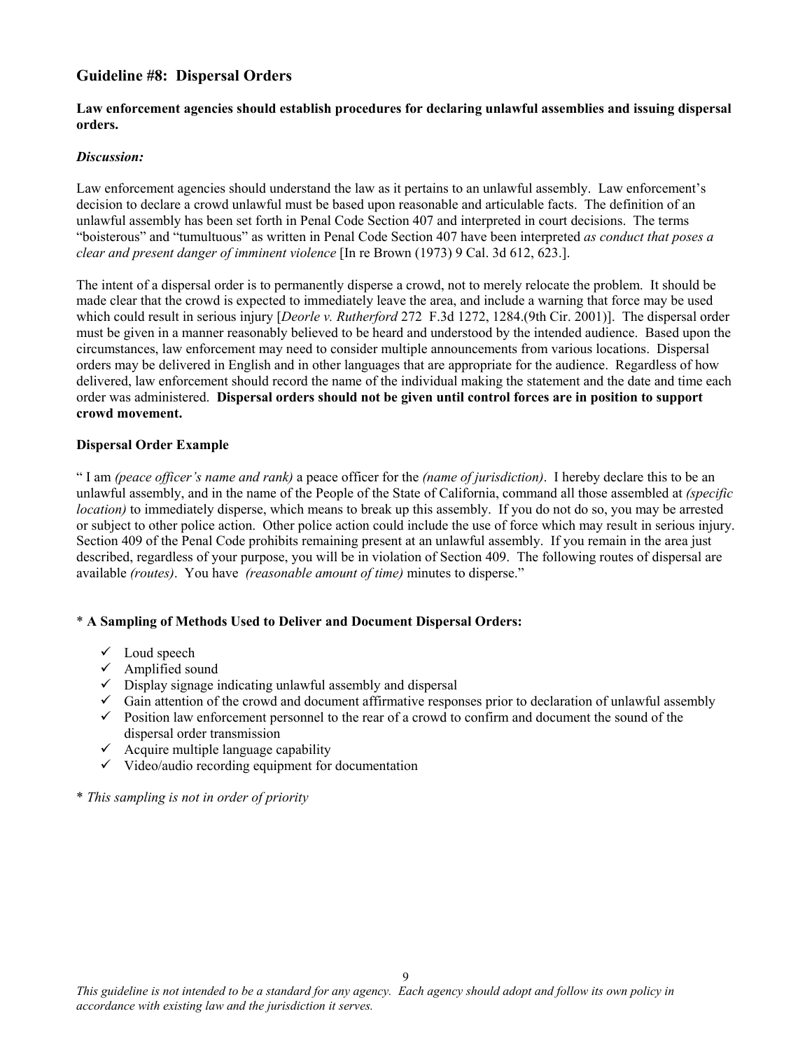## Guideline #8: Dispersal Orders

**Law enforcement agencies should establish procedures for declaring unlawful assemblies and issuing dispersal orders.**

***Discussion:***

Law enforcement agencies should understand the law as it pertains to an unlawful assembly. Law enforcement's decision to declare a crowd unlawful must be based upon reasonable and articulable facts. The definition of an unlawful assembly has been set forth in Penal Code Section 407 and interpreted in court decisions. The terms "boisterous" and "tumultuous" as written in Penal Code Section 407 have been interpreted *as conduct that poses a clear and present danger of imminent violence* [In re Brown (1973) 9 Cal. 3d 612, 623.].

The intent of a dispersal order is to permanently disperse a crowd, not to merely relocate the problem. It should be made clear that the crowd is expected to immediately leave the area, and include a warning that force may be used which could result in serious injury [*Deorle v. Rutherford* 272 F.3d 1272, 1284.(9th Cir. 2001)]. The dispersal order must be given in a manner reasonably believed to be heard and understood by the intended audience. Based upon the circumstances, law enforcement may need to consider multiple announcements from various locations. Dispersal orders may be delivered in English and in other languages that are appropriate for the audience. Regardless of how delivered, law enforcement should record the name of the individual making the statement and the date and time each order was administered. **Dispersal orders should not be given until control forces are in position to support crowd movement.**

**Dispersal Order Example**

" I am *(peace officer's name and rank)* a peace officer for the *(name of jurisdiction)*. I hereby declare this to be an unlawful assembly, and in the name of the People of the State of California, command all those assembled at *(specific location)* to immediately disperse, which means to break up this assembly. If you do not do so, you may be arrested or subject to other police action. Other police action could include the use of force which may result in serious injury. Section 409 of the Penal Code prohibits remaining present at an unlawful assembly. If you remain in the area just described, regardless of your purpose, you will be in violation of Section 409. The following routes of dispersal are available *(routes)*. You have *(reasonable amount of time)* minutes to disperse."

\* **A Sampling of Methods Used to Deliver and Document Dispersal Orders:**

- ✓ Loud speech
- ✓ Amplified sound
- ✓ Display signage indicating unlawful assembly and dispersal
- ✓ Gain attention of the crowd and document affirmative responses prior to declaration of unlawful assembly
- ✓ Position law enforcement personnel to the rear of a crowd to confirm and document the sound of the dispersal order transmission
- ✓ Acquire multiple language capability
- ✓ Video/audio recording equipment for documentation

\* *This sampling is not in order of priority*

*This guideline is not intended to be a standard for any agency. Each agency should adopt and follow its own policy in accordance with existing law and the jurisdiction it serves.*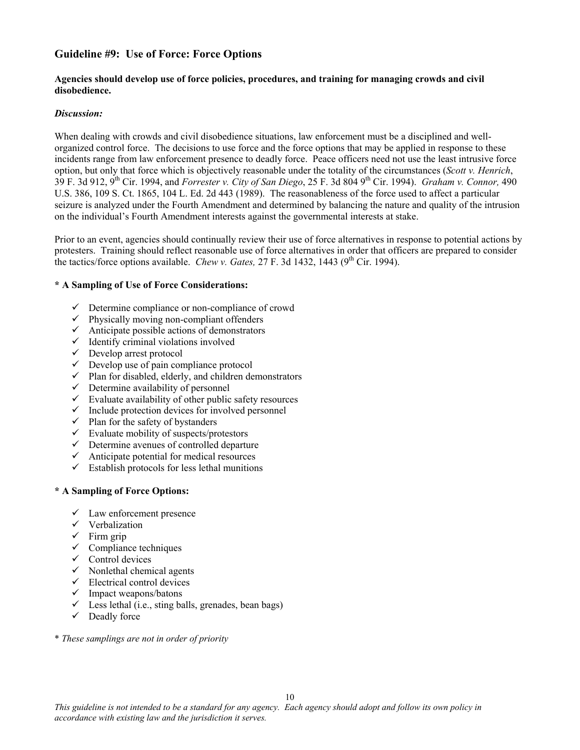## Guideline #9: Use of Force: Force Options

**Agencies should develop use of force policies, procedures, and training for managing crowds and civil disobedience.**

***Discussion:***

When dealing with crowds and civil disobedience situations, law enforcement must be a disciplined and well-organized control force. The decisions to use force and the force options that may be applied in response to these incidents range from law enforcement presence to deadly force. Peace officers need not use the least intrusive force option, but only that force which is objectively reasonable under the totality of the circumstances (*Scott v. Henrich*, 39 F. 3d 912, 9th Cir. 1994, and *Forrester v. City of San Diego*, 25 F. 3d 804 9th Cir. 1994). *Graham v. Connor,* 490 U.S. 386, 109 S. Ct. 1865, 104 L. Ed. 2d 443 (1989). The reasonableness of the force used to affect a particular seizure is analyzed under the Fourth Amendment and determined by balancing the nature and quality of the intrusion on the individual's Fourth Amendment interests against the governmental interests at stake.

Prior to an event, agencies should continually review their use of force alternatives in response to potential actions by protesters. Training should reflect reasonable use of force alternatives in order that officers are prepared to consider the tactics/force options available. *Chew v. Gates,* 27 F. 3d 1432, 1443 (9th Cir. 1994).

**\* A Sampling of Use of Force Considerations:**

- ✓ Determine compliance or non-compliance of crowd
- ✓ Physically moving non-compliant offenders
- ✓ Anticipate possible actions of demonstrators
- ✓ Identify criminal violations involved
- ✓ Develop arrest protocol
- ✓ Develop use of pain compliance protocol
- ✓ Plan for disabled, elderly, and children demonstrators
- ✓ Determine availability of personnel
- ✓ Evaluate availability of other public safety resources
- ✓ Include protection devices for involved personnel
- ✓ Plan for the safety of bystanders
- ✓ Evaluate mobility of suspects/protestors
- ✓ Determine avenues of controlled departure
- ✓ Anticipate potential for medical resources
- ✓ Establish protocols for less lethal munitions

**\* A Sampling of Force Options:**

- ✓ Law enforcement presence
- ✓ Verbalization
- ✓ Firm grip
- ✓ Compliance techniques
- ✓ Control devices
- ✓ Nonlethal chemical agents
- ✓ Electrical control devices
- ✓ Impact weapons/batons
- ✓ Less lethal (i.e., sting balls, grenades, bean bags)
- ✓ Deadly force

\* *These samplings are not in order of priority*

*This guideline is not intended to be a standard for any agency. Each agency should adopt and follow its own policy in accordance with existing law and the jurisdiction it serves.*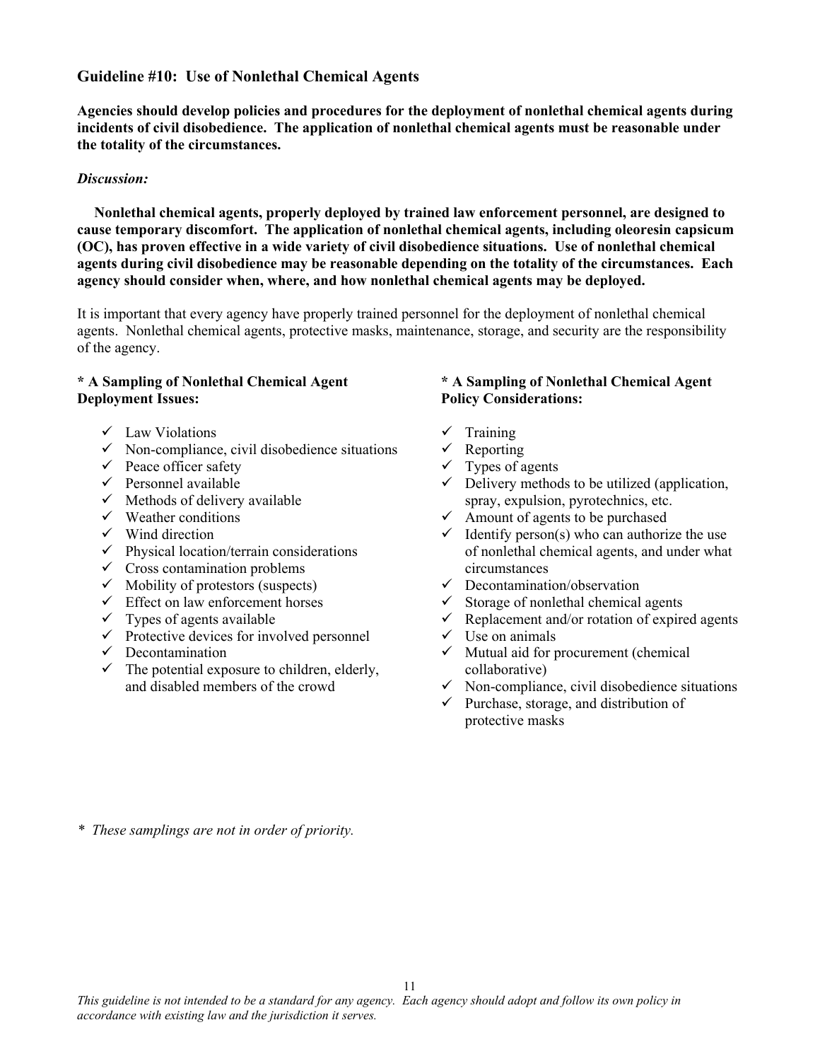## Guideline #10: Use of Nonlethal Chemical Agents

**Agencies should develop policies and procedures for the deployment of nonlethal chemical agents during incidents of civil disobedience. The application of nonlethal chemical agents must be reasonable under the totality of the circumstances.**

***Discussion:***

**Nonlethal chemical agents, properly deployed by trained law enforcement personnel, are designed to cause temporary discomfort. The application of nonlethal chemical agents, including oleoresin capsicum (OC), has proven effective in a wide variety of civil disobedience situations. Use of nonlethal chemical agents during civil disobedience may be reasonable depending on the totality of the circumstances. Each agency should consider when, where, and how nonlethal chemical agents may be deployed.**

It is important that every agency have properly trained personnel for the deployment of nonlethal chemical agents. Nonlethal chemical agents, protective masks, maintenance, storage, and security are the responsibility of the agency.

**\* A Sampling of Nonlethal Chemical Agent Deployment Issues:**

- ✓ Law Violations
- ✓ Non-compliance, civil disobedience situations
- ✓ Peace officer safety
- ✓ Personnel available
- ✓ Methods of delivery available
- ✓ Weather conditions
- ✓ Wind direction
- ✓ Physical location/terrain considerations
- ✓ Cross contamination problems
- ✓ Mobility of protestors (suspects)
- ✓ Effect on law enforcement horses
- ✓ Types of agents available
- ✓ Protective devices for involved personnel
- ✓ Decontamination
- ✓ The potential exposure to children, elderly, and disabled members of the crowd

**\* A Sampling of Nonlethal Chemical Agent Policy Considerations:**

- ✓ Training
- ✓ Reporting
- ✓ Types of agents
- ✓ Delivery methods to be utilized (application, spray, expulsion, pyrotechnics, etc.
- ✓ Amount of agents to be purchased
- ✓ Identify person(s) who can authorize the use of nonlethal chemical agents, and under what circumstances
- ✓ Decontamination/observation
- ✓ Storage of nonlethal chemical agents
- ✓ Replacement and/or rotation of expired agents
- ✓ Use on animals
- ✓ Mutual aid for procurement (chemical collaborative)
- ✓ Non-compliance, civil disobedience situations
- ✓ Purchase, storage, and distribution of protective masks

\* *These samplings are not in order of priority.*

*This guideline is not intended to be a standard for any agency. Each agency should adopt and follow its own policy in accordance with existing law and the jurisdiction it serves.*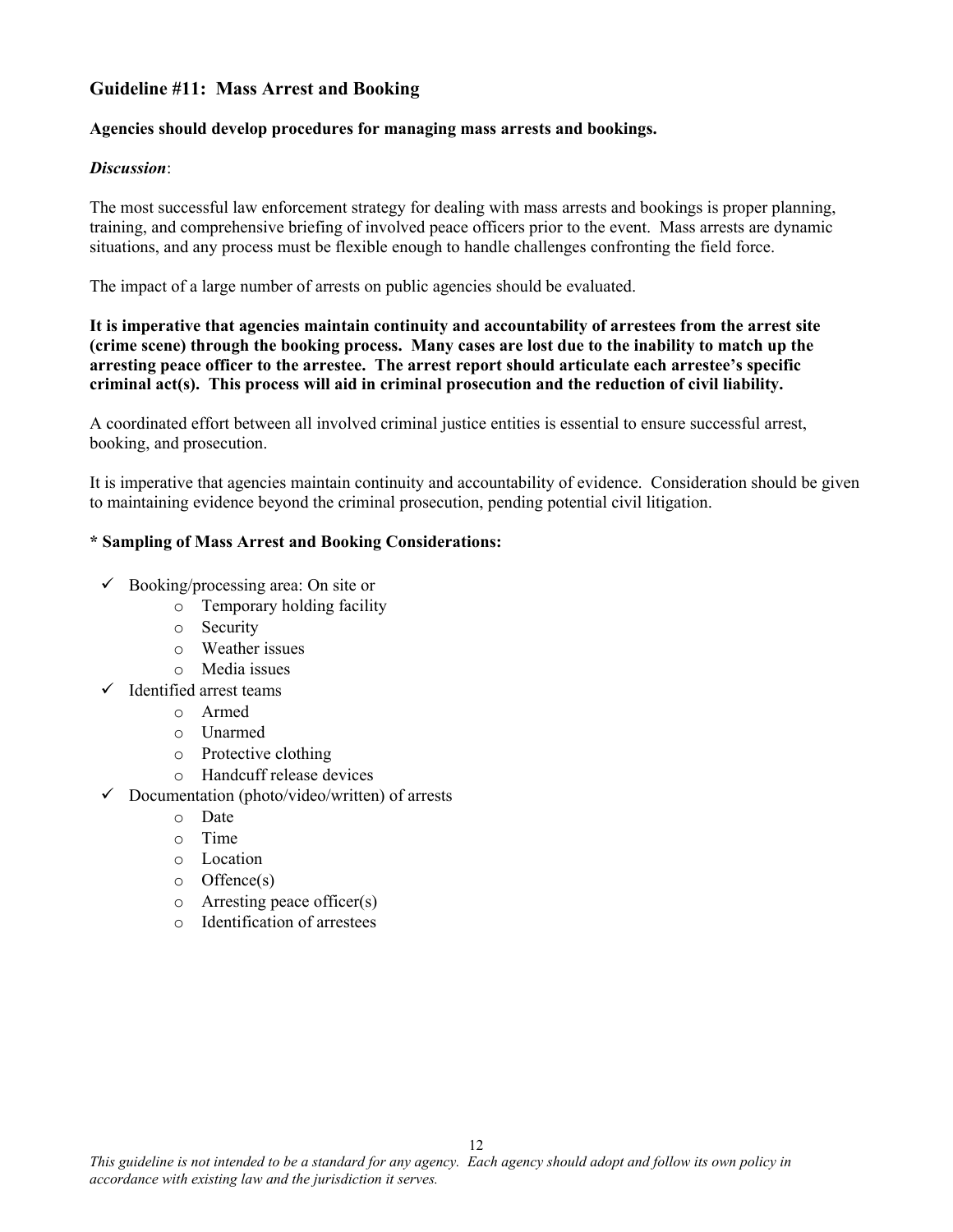## Guideline #11: Mass Arrest and Booking

**Agencies should develop procedures for managing mass arrests and bookings.**

***Discussion***:

The most successful law enforcement strategy for dealing with mass arrests and bookings is proper planning, training, and comprehensive briefing of involved peace officers prior to the event. Mass arrests are dynamic situations, and any process must be flexible enough to handle challenges confronting the field force.

The impact of a large number of arrests on public agencies should be evaluated.

**It is imperative that agencies maintain continuity and accountability of arrestees from the arrest site (crime scene) through the booking process. Many cases are lost due to the inability to match up the arresting peace officer to the arrestee. The arrest report should articulate each arrestee's specific criminal act(s). This process will aid in criminal prosecution and the reduction of civil liability.**

A coordinated effort between all involved criminal justice entities is essential to ensure successful arrest, booking, and prosecution.

It is imperative that agencies maintain continuity and accountability of evidence. Consideration should be given to maintaining evidence beyond the criminal prosecution, pending potential civil litigation.

**\* Sampling of Mass Arrest and Booking Considerations:**

- ✓ Booking/processing area: On site or
  - Temporary holding facility
  - Security
  - Weather issues
  - Media issues
- ✓ Identified arrest teams
  - Armed
  - Unarmed
  - Protective clothing
  - Handcuff release devices
- ✓ Documentation (photo/video/written) of arrests
  - Date
  - Time
  - Location
  - Offence(s)
  - Arresting peace officer(s)
  - Identification of arrestees

*This guideline is not intended to be a standard for any agency. Each agency should adopt and follow its own policy in accordance with existing law and the jurisdiction it serves.*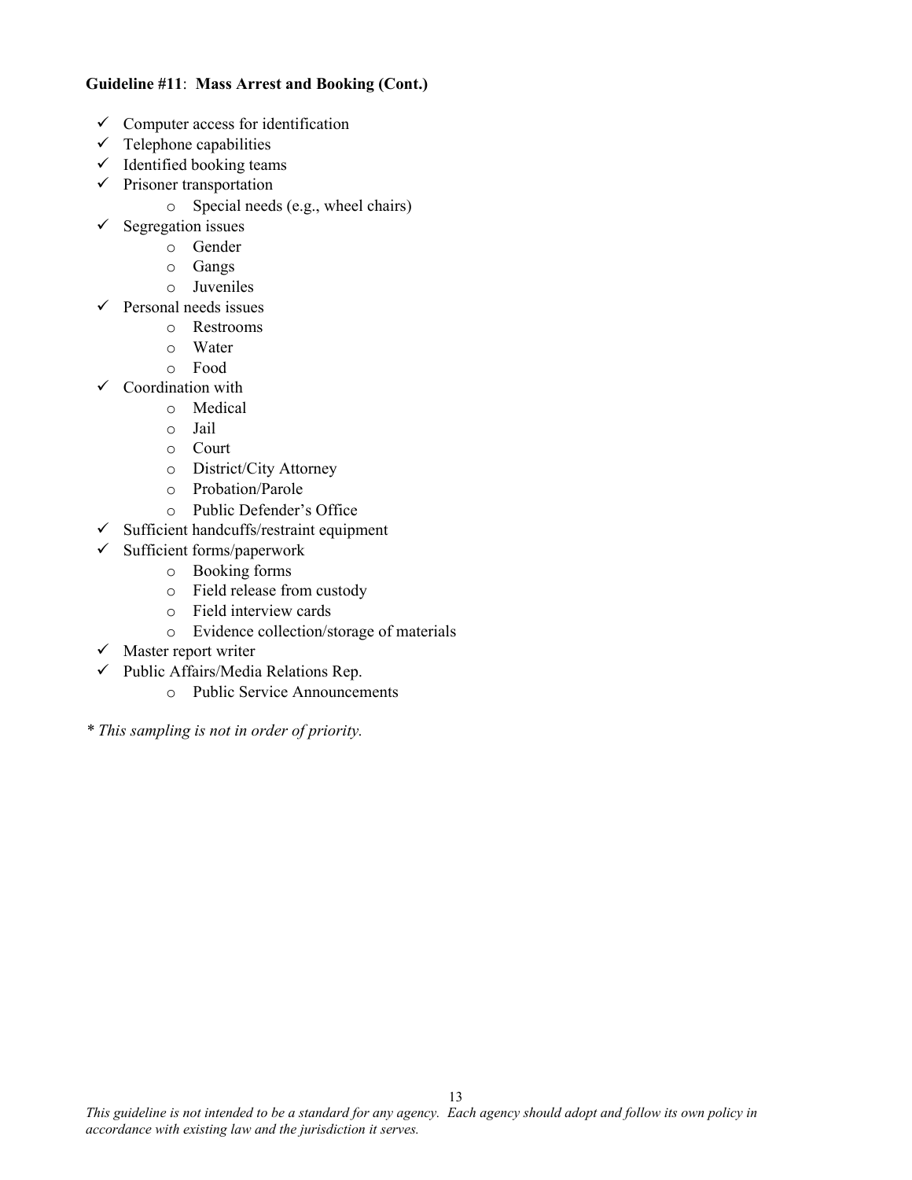**Guideline #11**: **Mass Arrest and Booking (Cont.)**

- ✓ Computer access for identification
- ✓ Telephone capabilities
- ✓ Identified booking teams
- ✓ Prisoner transportation
  - Special needs (e.g., wheel chairs)
- ✓ Segregation issues
  - Gender
  - Gangs
  - Juveniles
- ✓ Personal needs issues
  - Restrooms
  - Water
  - Food
- ✓ Coordination with
  - Medical
  - Jail
  - Court
  - District/City Attorney
  - Probation/Parole
  - Public Defender's Office
- ✓ Sufficient handcuffs/restraint equipment
- ✓ Sufficient forms/paperwork
  - Booking forms
  - Field release from custody
  - Field interview cards
  - Evidence collection/storage of materials
- ✓ Master report writer
- ✓ Public Affairs/Media Relations Rep.
  - Public Service Announcements

*\* This sampling is not in order of priority.*

*This guideline is not intended to be a standard for any agency. Each agency should adopt and follow its own policy in accordance with existing law and the jurisdiction it serves.*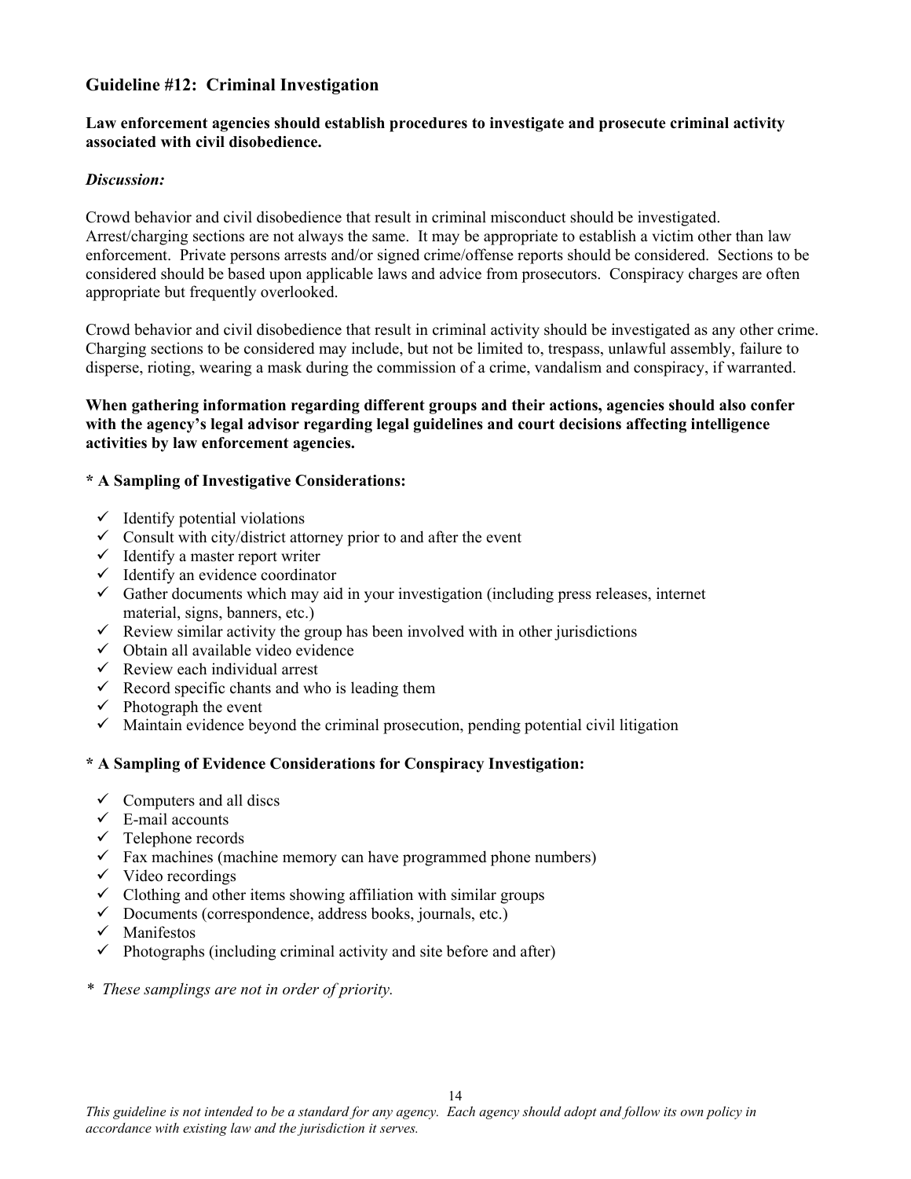## Guideline #12: Criminal Investigation

**Law enforcement agencies should establish procedures to investigate and prosecute criminal activity associated with civil disobedience.**

***Discussion:***

Crowd behavior and civil disobedience that result in criminal misconduct should be investigated. Arrest/charging sections are not always the same. It may be appropriate to establish a victim other than law enforcement. Private persons arrests and/or signed crime/offense reports should be considered. Sections to be considered should be based upon applicable laws and advice from prosecutors. Conspiracy charges are often appropriate but frequently overlooked.

Crowd behavior and civil disobedience that result in criminal activity should be investigated as any other crime. Charging sections to be considered may include, but not be limited to, trespass, unlawful assembly, failure to disperse, rioting, wearing a mask during the commission of a crime, vandalism and conspiracy, if warranted.

**When gathering information regarding different groups and their actions, agencies should also confer with the agency's legal advisor regarding legal guidelines and court decisions affecting intelligence activities by law enforcement agencies.**

**\* A Sampling of Investigative Considerations:**

- ✓ Identify potential violations
- ✓ Consult with city/district attorney prior to and after the event
- ✓ Identify a master report writer
- ✓ Identify an evidence coordinator
- ✓ Gather documents which may aid in your investigation (including press releases, internet material, signs, banners, etc.)
- ✓ Review similar activity the group has been involved with in other jurisdictions
- ✓ Obtain all available video evidence
- ✓ Review each individual arrest
- ✓ Record specific chants and who is leading them
- ✓ Photograph the event
- ✓ Maintain evidence beyond the criminal prosecution, pending potential civil litigation

**\* A Sampling of Evidence Considerations for Conspiracy Investigation:**

- ✓ Computers and all discs
- ✓ E-mail accounts
- ✓ Telephone records
- ✓ Fax machines (machine memory can have programmed phone numbers)
- ✓ Video recordings
- ✓ Clothing and other items showing affiliation with similar groups
- ✓ Documents (correspondence, address books, journals, etc.)
- ✓ Manifestos
- ✓ Photographs (including criminal activity and site before and after)

\* *These samplings are not in order of priority.*

*This guideline is not intended to be a standard for any agency. Each agency should adopt and follow its own policy in accordance with existing law and the jurisdiction it serves.*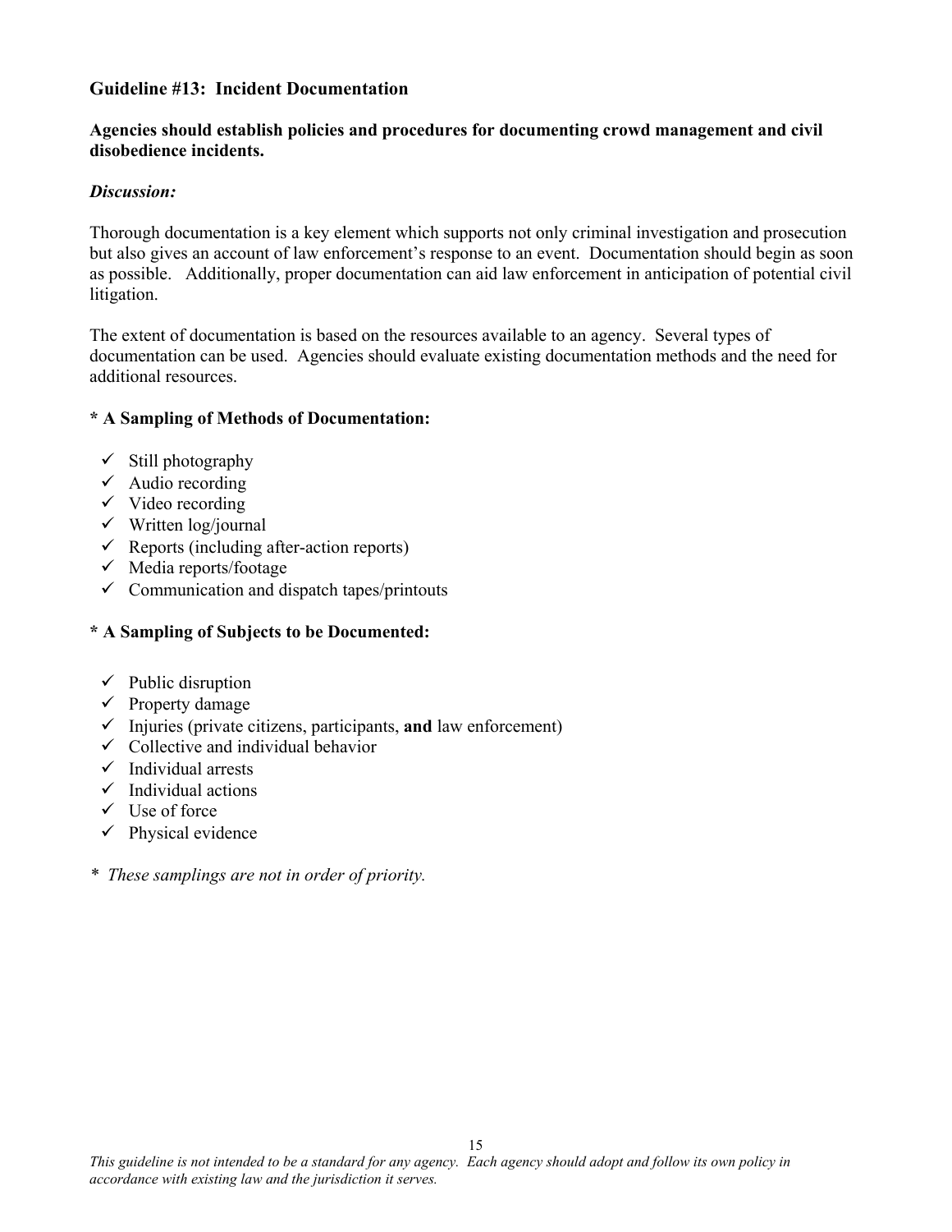## Guideline #13: Incident Documentation

**Agencies should establish policies and procedures for documenting crowd management and civil disobedience incidents.**

***Discussion:***

Thorough documentation is a key element which supports not only criminal investigation and prosecution but also gives an account of law enforcement's response to an event. Documentation should begin as soon as possible. Additionally, proper documentation can aid law enforcement in anticipation of potential civil litigation.

The extent of documentation is based on the resources available to an agency. Several types of documentation can be used. Agencies should evaluate existing documentation methods and the need for additional resources.

**\* A Sampling of Methods of Documentation:**

- ✓ Still photography
- ✓ Audio recording
- ✓ Video recording
- ✓ Written log/journal
- ✓ Reports (including after-action reports)
- ✓ Media reports/footage
- ✓ Communication and dispatch tapes/printouts

**\* A Sampling of Subjects to be Documented:**

- ✓ Public disruption
- ✓ Property damage
- ✓ Injuries (private citizens, participants, **and** law enforcement)
- ✓ Collective and individual behavior
- ✓ Individual arrests
- ✓ Individual actions
- ✓ Use of force
- ✓ Physical evidence

\* *These samplings are not in order of priority.*

*This guideline is not intended to be a standard for any agency. Each agency should adopt and follow its own policy in accordance with existing law and the jurisdiction it serves.*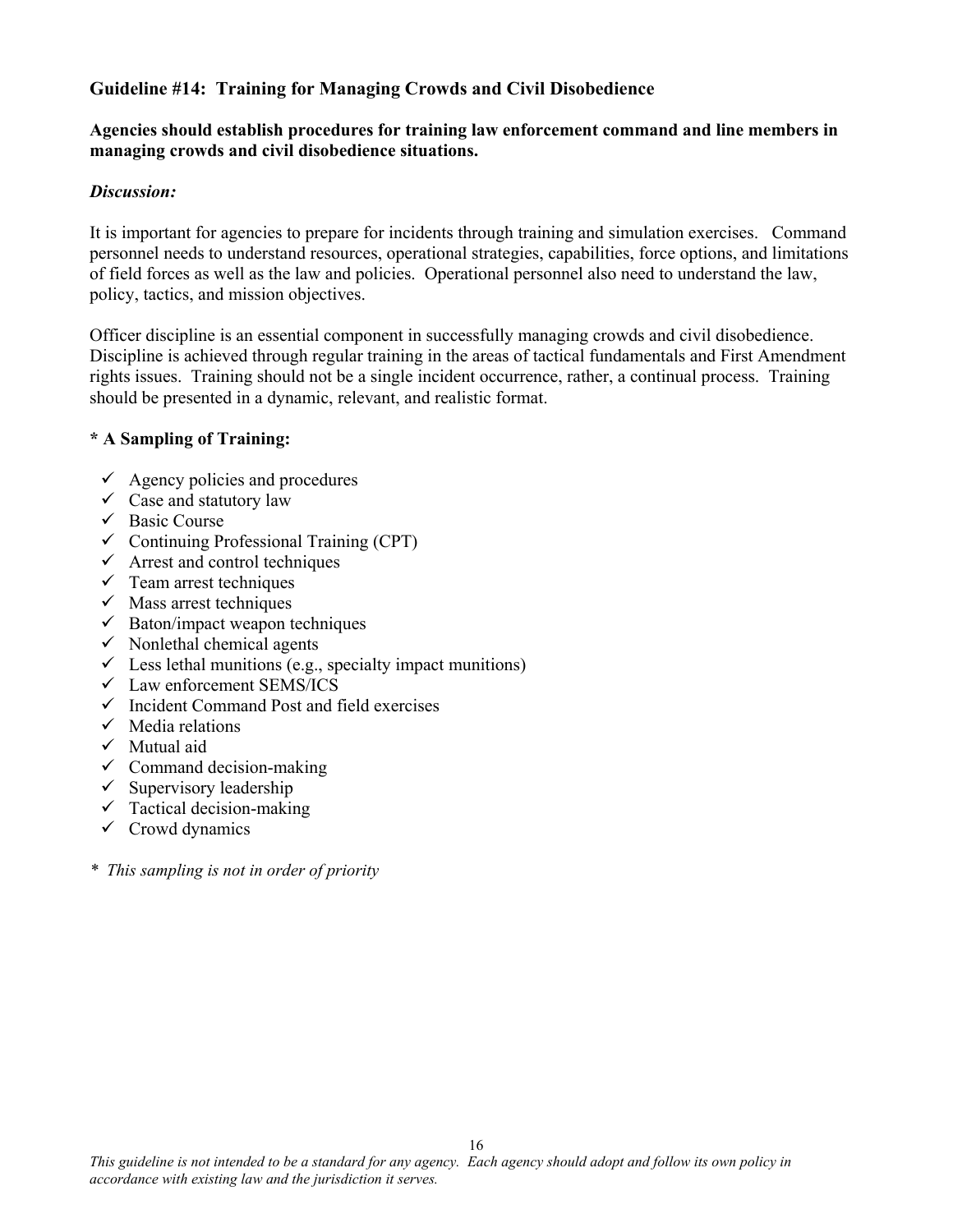**Guideline #14: Training for Managing Crowds and Civil Disobedience**

**Agencies should establish procedures for training law enforcement command and line members in managing crowds and civil disobedience situations.**

***Discussion:***

It is important for agencies to prepare for incidents through training and simulation exercises. Command personnel needs to understand resources, operational strategies, capabilities, force options, and limitations of field forces as well as the law and policies. Operational personnel also need to understand the law, policy, tactics, and mission objectives.

Officer discipline is an essential component in successfully managing crowds and civil disobedience. Discipline is achieved through regular training in the areas of tactical fundamentals and First Amendment rights issues. Training should not be a single incident occurrence, rather, a continual process. Training should be presented in a dynamic, relevant, and realistic format.

**\* A Sampling of Training:**

- ✓ Agency policies and procedures
- ✓ Case and statutory law
- ✓ Basic Course
- ✓ Continuing Professional Training (CPT)
- ✓ Arrest and control techniques
- ✓ Team arrest techniques
- ✓ Mass arrest techniques
- ✓ Baton/impact weapon techniques
- ✓ Nonlethal chemical agents
- ✓ Less lethal munitions (e.g., specialty impact munitions)
- ✓ Law enforcement SEMS/ICS
- ✓ Incident Command Post and field exercises
- ✓ Media relations
- ✓ Mutual aid
- ✓ Command decision-making
- ✓ Supervisory leadership
- ✓ Tactical decision-making
- ✓ Crowd dynamics

\* *This sampling is not in order of priority*

*This guideline is not intended to be a standard for any agency. Each agency should adopt and follow its own policy in accordance with existing law and the jurisdiction it serves.*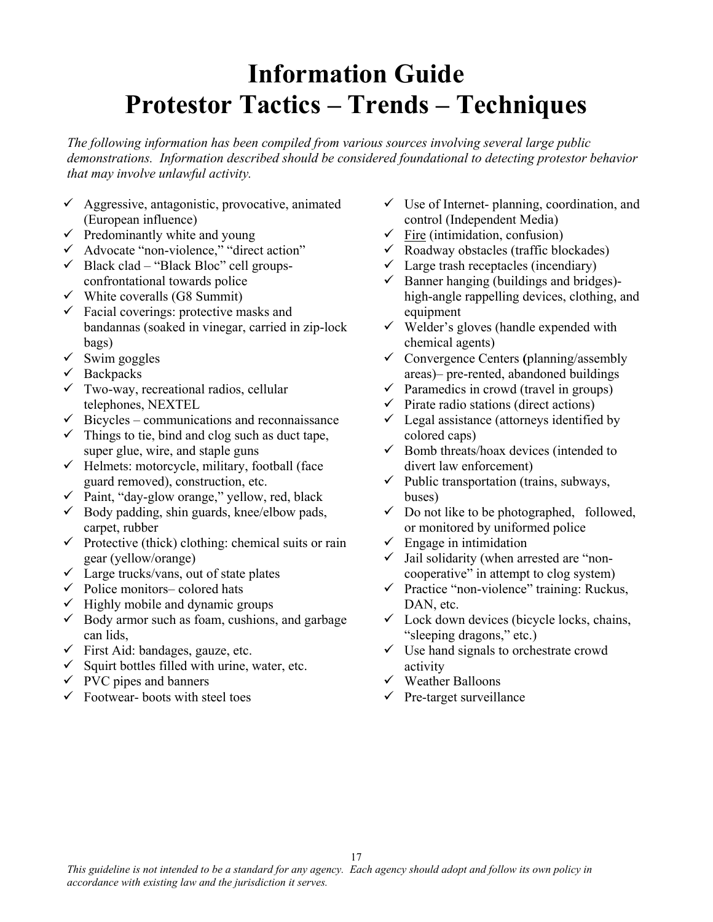# Information Guide
# Protestor Tactics – Trends – Techniques

*The following information has been compiled from various sources involving several large public demonstrations. Information described should be considered foundational to detecting protestor behavior that may involve unlawful activity.*

- ✓ Aggressive, antagonistic, provocative, animated (European influence)
- ✓ Predominantly white and young
- ✓ Advocate "non-violence," "direct action"
- ✓ Black clad – "Black Bloc" cell groups-confrontational towards police
- ✓ White coveralls (G8 Summit)
- ✓ Facial coverings: protective masks and bandannas (soaked in vinegar, carried in zip-lock bags)
- ✓ Swim goggles
- ✓ Backpacks
- ✓ Two-way, recreational radios, cellular telephones, NEXTEL
- ✓ Bicycles – communications and reconnaissance
- ✓ Things to tie, bind and clog such as duct tape, super glue, wire, and staple guns
- ✓ Helmets: motorcycle, military, football (face guard removed), construction, etc.
- ✓ Paint, "day-glow orange," yellow, red, black
- ✓ Body padding, shin guards, knee/elbow pads, carpet, rubber
- ✓ Protective (thick) clothing: chemical suits or rain gear (yellow/orange)
- ✓ Large trucks/vans, out of state plates
- ✓ Police monitors– colored hats
- ✓ Highly mobile and dynamic groups
- ✓ Body armor such as foam, cushions, and garbage can lids,
- ✓ First Aid: bandages, gauze, etc.
- ✓ Squirt bottles filled with urine, water, etc.
- ✓ PVC pipes and banners
- ✓ Footwear- boots with steel toes
- ✓ Use of Internet- planning, coordination, and control (Independent Media)
- ✓ Fire (intimidation, confusion)
- ✓ Roadway obstacles (traffic blockades)
- ✓ Large trash receptacles (incendiary)
- ✓ Banner hanging (buildings and bridges)- high-angle rappelling devices, clothing, and equipment
- ✓ Welder's gloves (handle expended with chemical agents)
- ✓ Convergence Centers **(**planning/assembly areas)– pre-rented, abandoned buildings
- ✓ Paramedics in crowd (travel in groups)
- ✓ Pirate radio stations (direct actions)
- ✓ Legal assistance (attorneys identified by colored caps)
- ✓ Bomb threats/hoax devices (intended to divert law enforcement)
- ✓ Public transportation (trains, subways, buses)
- ✓ Do not like to be photographed, followed, or monitored by uniformed police
- ✓ Engage in intimidation
- ✓ Jail solidarity (when arrested are "non-cooperative" in attempt to clog system)
- ✓ Practice "non-violence" training: Ruckus, DAN, etc.
- ✓ Lock down devices (bicycle locks, chains, "sleeping dragons," etc.)
- ✓ Use hand signals to orchestrate crowd activity
- ✓ Weather Balloons
- ✓ Pre-target surveillance

*This guideline is not intended to be a standard for any agency. Each agency should adopt and follow its own policy in accordance with existing law and the jurisdiction it serves.*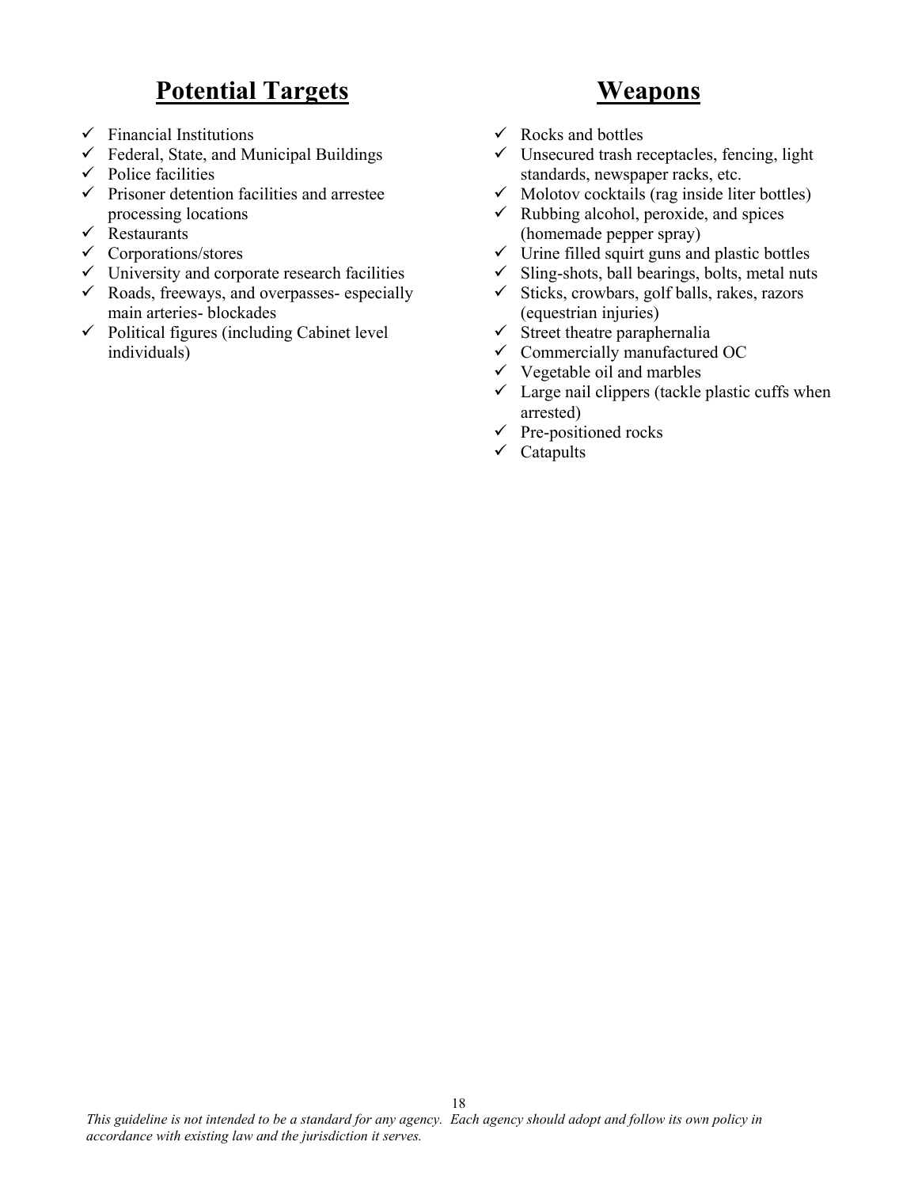## Potential Targets

- Financial Institutions
- Federal, State, and Municipal Buildings
- Police facilities
- Prisoner detention facilities and arrestee processing locations
- Restaurants
- Corporations/stores
- University and corporate research facilities
- Roads, freeways, and overpasses- especially main arteries- blockades
- Political figures (including Cabinet level individuals)

## Weapons

- Rocks and bottles
- Unsecured trash receptacles, fencing, light standards, newspaper racks, etc.
- Molotov cocktails (rag inside liter bottles)
- Rubbing alcohol, peroxide, and spices (homemade pepper spray)
- Urine filled squirt guns and plastic bottles
- Sling-shots, ball bearings, bolts, metal nuts
- Sticks, crowbars, golf balls, rakes, razors (equestrian injuries)
- Street theatre paraphernalia
- Commercially manufactured OC
- Vegetable oil and marbles
- Large nail clippers (tackle plastic cuffs when arrested)
- Pre-positioned rocks
- Catapults

*This guideline is not intended to be a standard for any agency. Each agency should adopt and follow its own policy in accordance with existing law and the jurisdiction it serves.*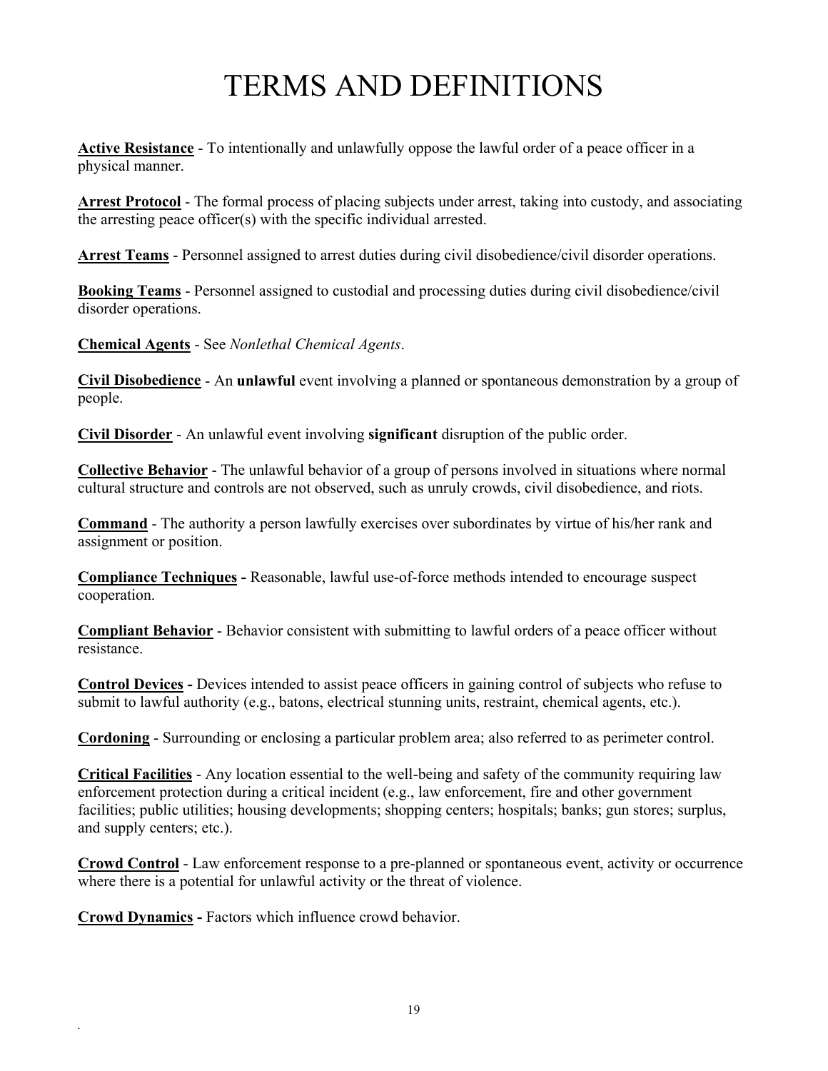# TERMS AND DEFINITIONS

**Active Resistance** - To intentionally and unlawfully oppose the lawful order of a peace officer in a physical manner.

**Arrest Protocol** - The formal process of placing subjects under arrest, taking into custody, and associating the arresting peace officer(s) with the specific individual arrested.

**Arrest Teams** - Personnel assigned to arrest duties during civil disobedience/civil disorder operations.

**Booking Teams** - Personnel assigned to custodial and processing duties during civil disobedience/civil disorder operations.

**Chemical Agents** - See *Nonlethal Chemical Agents*.

**Civil Disobedience** - An **unlawful** event involving a planned or spontaneous demonstration by a group of people.

**Civil Disorder** - An unlawful event involving **significant** disruption of the public order.

**Collective Behavior** - The unlawful behavior of a group of persons involved in situations where normal cultural structure and controls are not observed, such as unruly crowds, civil disobedience, and riots.

**Command** - The authority a person lawfully exercises over subordinates by virtue of his/her rank and assignment or position.

**Compliance Techniques -** Reasonable, lawful use-of-force methods intended to encourage suspect cooperation.

**Compliant Behavior** - Behavior consistent with submitting to lawful orders of a peace officer without resistance.

**Control Devices -** Devices intended to assist peace officers in gaining control of subjects who refuse to submit to lawful authority (e.g., batons, electrical stunning units, restraint, chemical agents, etc.).

**Cordoning** - Surrounding or enclosing a particular problem area; also referred to as perimeter control.

**Critical Facilities** - Any location essential to the well-being and safety of the community requiring law enforcement protection during a critical incident (e.g., law enforcement, fire and other government facilities; public utilities; housing developments; shopping centers; hospitals; banks; gun stores; surplus, and supply centers; etc.).

**Crowd Control** - Law enforcement response to a pre-planned or spontaneous event, activity or occurrence where there is a potential for unlawful activity or the threat of violence.

**Crowd Dynamics -** Factors which influence crowd behavior.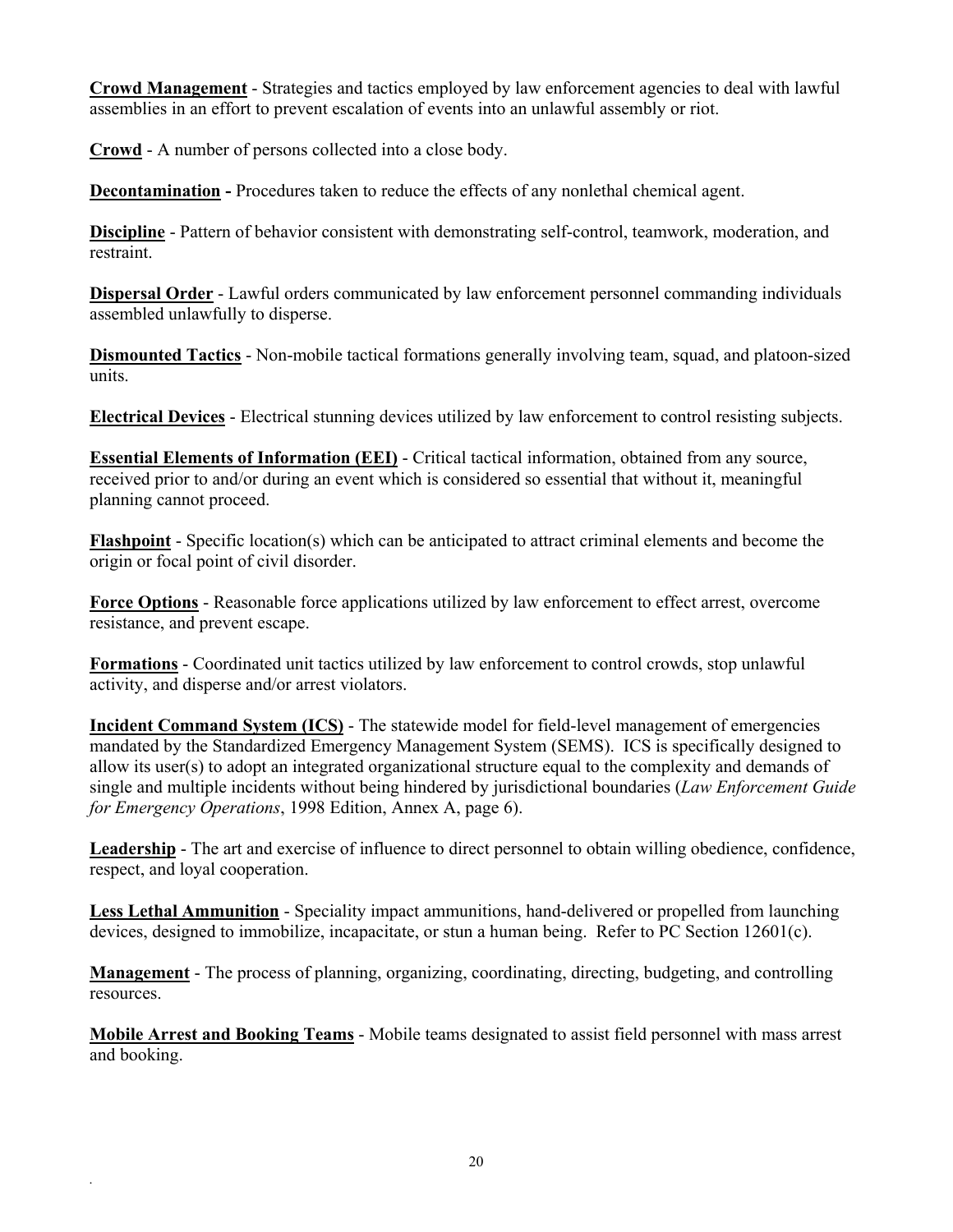**Crowd Management** - Strategies and tactics employed by law enforcement agencies to deal with lawful assemblies in an effort to prevent escalation of events into an unlawful assembly or riot.

**Crowd** - A number of persons collected into a close body.

**Decontamination -** Procedures taken to reduce the effects of any nonlethal chemical agent.

**Discipline** - Pattern of behavior consistent with demonstrating self-control, teamwork, moderation, and restraint.

**Dispersal Order** - Lawful orders communicated by law enforcement personnel commanding individuals assembled unlawfully to disperse.

**Dismounted Tactics** - Non-mobile tactical formations generally involving team, squad, and platoon-sized units.

**Electrical Devices** - Electrical stunning devices utilized by law enforcement to control resisting subjects.

**Essential Elements of Information (EEI)** - Critical tactical information, obtained from any source, received prior to and/or during an event which is considered so essential that without it, meaningful planning cannot proceed.

**Flashpoint** - Specific location(s) which can be anticipated to attract criminal elements and become the origin or focal point of civil disorder.

**Force Options** - Reasonable force applications utilized by law enforcement to effect arrest, overcome resistance, and prevent escape.

**Formations** - Coordinated unit tactics utilized by law enforcement to control crowds, stop unlawful activity, and disperse and/or arrest violators.

**Incident Command System (ICS)** - The statewide model for field-level management of emergencies mandated by the Standardized Emergency Management System (SEMS). ICS is specifically designed to allow its user(s) to adopt an integrated organizational structure equal to the complexity and demands of single and multiple incidents without being hindered by jurisdictional boundaries (*Law Enforcement Guide for Emergency Operations*, 1998 Edition, Annex A, page 6).

**Leadership** - The art and exercise of influence to direct personnel to obtain willing obedience, confidence, respect, and loyal cooperation.

**Less Lethal Ammunition** - Speciality impact ammunitions, hand-delivered or propelled from launching devices, designed to immobilize, incapacitate, or stun a human being. Refer to PC Section 12601(c).

**Management** - The process of planning, organizing, coordinating, directing, budgeting, and controlling resources.

**Mobile Arrest and Booking Teams** - Mobile teams designated to assist field personnel with mass arrest and booking.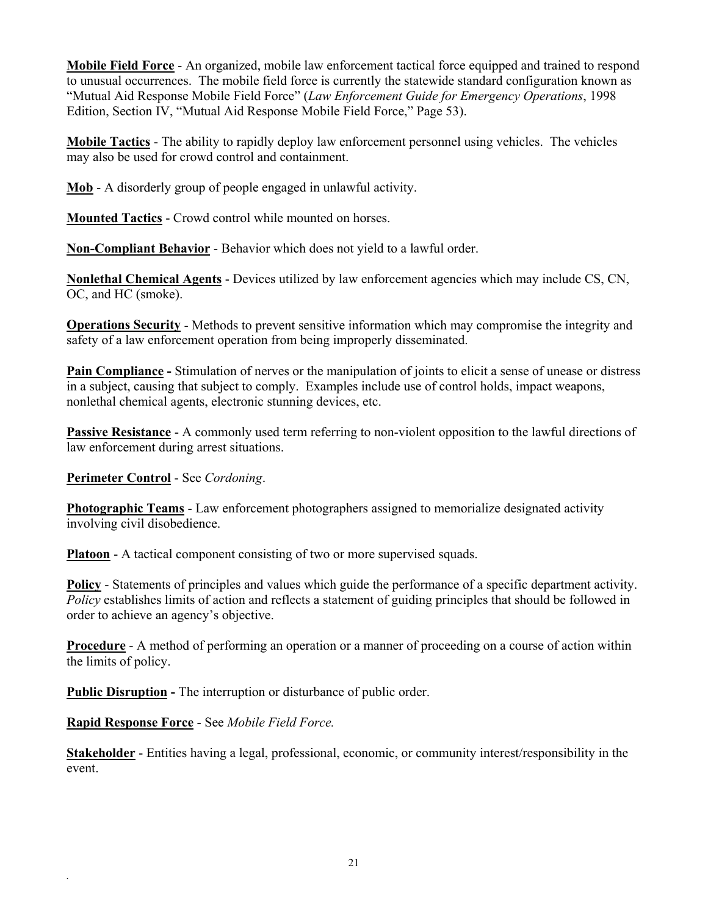**Mobile Field Force** - An organized, mobile law enforcement tactical force equipped and trained to respond to unusual occurrences. The mobile field force is currently the statewide standard configuration known as "Mutual Aid Response Mobile Field Force" (*Law Enforcement Guide for Emergency Operations*, 1998 Edition, Section IV, "Mutual Aid Response Mobile Field Force," Page 53).

**Mobile Tactics** - The ability to rapidly deploy law enforcement personnel using vehicles. The vehicles may also be used for crowd control and containment.

**Mob** - A disorderly group of people engaged in unlawful activity.

**Mounted Tactics** - Crowd control while mounted on horses.

**Non-Compliant Behavior** - Behavior which does not yield to a lawful order.

**Nonlethal Chemical Agents** - Devices utilized by law enforcement agencies which may include CS, CN, OC, and HC (smoke).

**Operations Security** - Methods to prevent sensitive information which may compromise the integrity and safety of a law enforcement operation from being improperly disseminated.

**Pain Compliance -** Stimulation of nerves or the manipulation of joints to elicit a sense of unease or distress in a subject, causing that subject to comply. Examples include use of control holds, impact weapons, nonlethal chemical agents, electronic stunning devices, etc.

**Passive Resistance** - A commonly used term referring to non-violent opposition to the lawful directions of law enforcement during arrest situations.

**Perimeter Control** - See *Cordoning*.

**Photographic Teams** - Law enforcement photographers assigned to memorialize designated activity involving civil disobedience.

**Platoon** - A tactical component consisting of two or more supervised squads.

**Policy** - Statements of principles and values which guide the performance of a specific department activity. *Policy* establishes limits of action and reflects a statement of guiding principles that should be followed in order to achieve an agency's objective.

**Procedure** - A method of performing an operation or a manner of proceeding on a course of action within the limits of policy.

**Public Disruption -** The interruption or disturbance of public order.

**Rapid Response Force** - See *Mobile Field Force.*

**Stakeholder** - Entities having a legal, professional, economic, or community interest/responsibility in the event.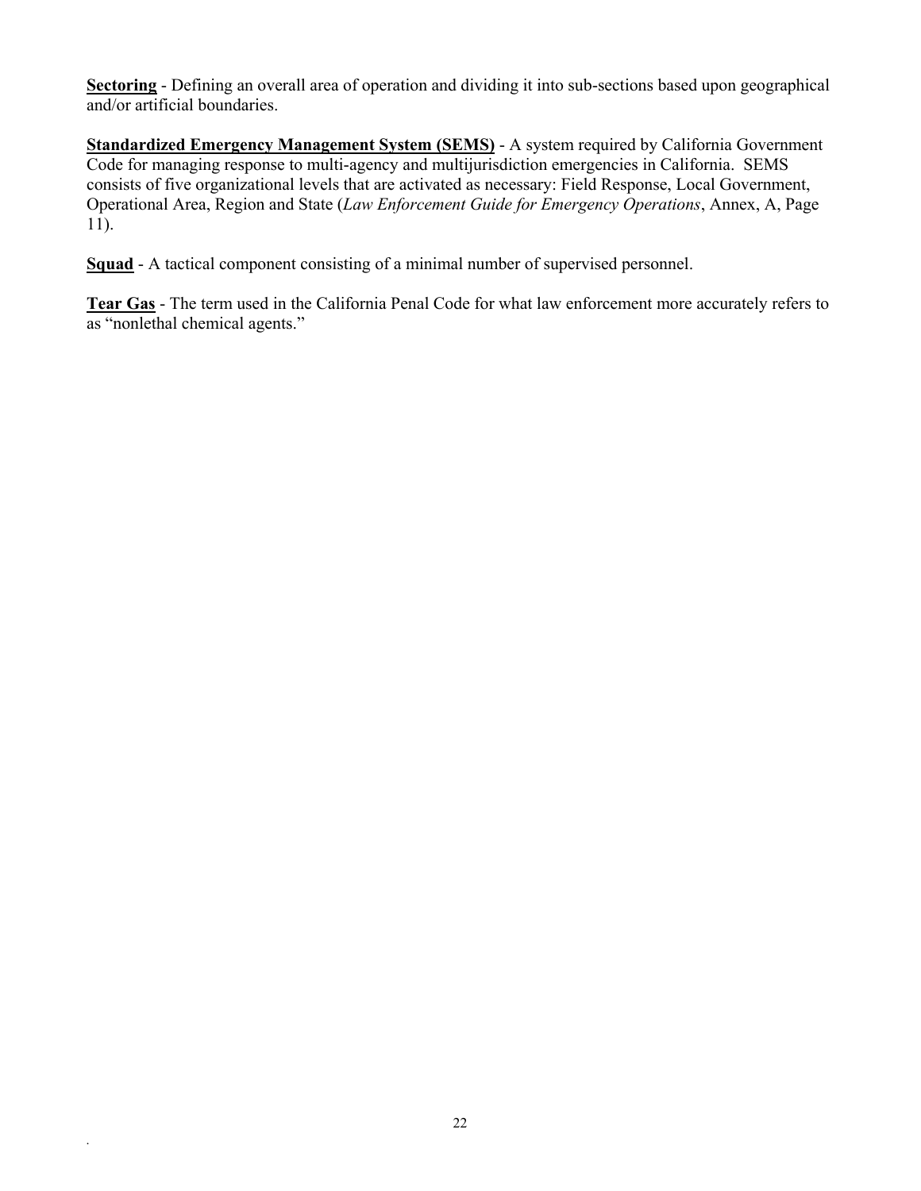**Sectoring** - Defining an overall area of operation and dividing it into sub-sections based upon geographical and/or artificial boundaries.

**Standardized Emergency Management System (SEMS)** - A system required by California Government Code for managing response to multi-agency and multijurisdiction emergencies in California. SEMS consists of five organizational levels that are activated as necessary: Field Response, Local Government, Operational Area, Region and State (*Law Enforcement Guide for Emergency Operations*, Annex, A, Page 11).

**Squad** - A tactical component consisting of a minimal number of supervised personnel.

**Tear Gas** - The term used in the California Penal Code for what law enforcement more accurately refers to as "nonlethal chemical agents."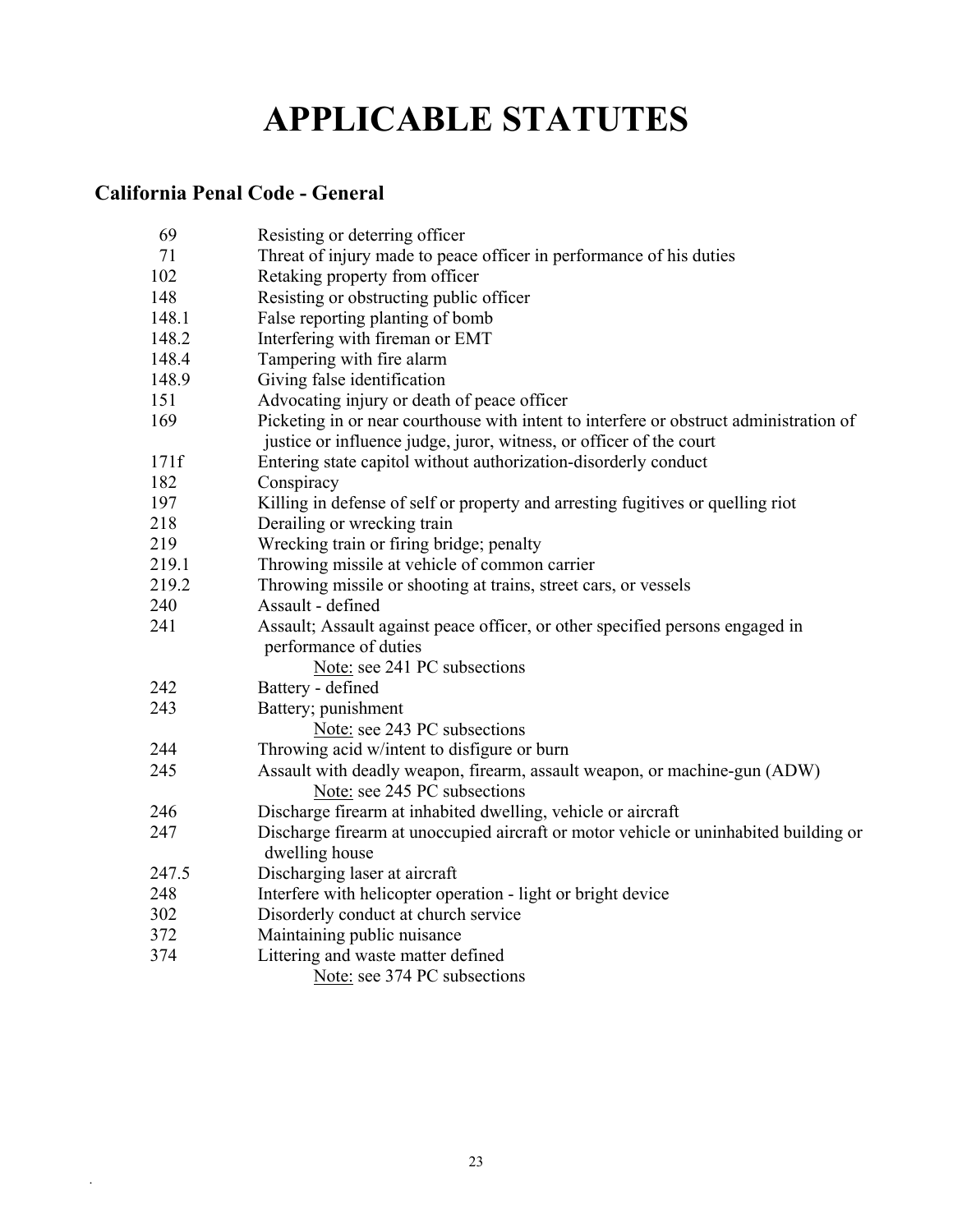# APPLICABLE STATUTES

## California Penal Code - General

| | |
|---|---|
| 69 | Resisting or deterring officer |
| 71 | Threat of injury made to peace officer in performance of his duties |
| 102 | Retaking property from officer |
| 148 | Resisting or obstructing public officer |
| 148.1 | False reporting planting of bomb |
| 148.2 | Interfering with fireman or EMT |
| 148.4 | Tampering with fire alarm |
| 148.9 | Giving false identification |
| 151 | Advocating injury or death of peace officer |
| 169 | Picketing in or near courthouse with intent to interfere or obstruct administration of justice or influence judge, juror, witness, or officer of the court |
| 171f | Entering state capitol without authorization-disorderly conduct |
| 182 | Conspiracy |
| 197 | Killing in defense of self or property and arresting fugitives or quelling riot |
| 218 | Derailing or wrecking train |
| 219 | Wrecking train or firing bridge; penalty |
| 219.1 | Throwing missile at vehicle of common carrier |
| 219.2 | Throwing missile or shooting at trains, street cars, or vessels |
| 240 | Assault - defined |
| 241 | Assault; Assault against peace officer, or other specified persons engaged in performance of duties<br>Note: see 241 PC subsections |
| 242 | Battery - defined |
| 243 | Battery; punishment<br>Note: see 243 PC subsections |
| 244 | Throwing acid w/intent to disfigure or burn |
| 245 | Assault with deadly weapon, firearm, assault weapon, or machine-gun (ADW)<br>Note: see 245 PC subsections |
| 246 | Discharge firearm at inhabited dwelling, vehicle or aircraft |
| 247 | Discharge firearm at unoccupied aircraft or motor vehicle or uninhabited building or dwelling house |
| 247.5 | Discharging laser at aircraft |
| 248 | Interfere with helicopter operation - light or bright device |
| 302 | Disorderly conduct at church service |
| 372 | Maintaining public nuisance |
| 374 | Littering and waste matter defined<br>Note: see 374 PC subsections |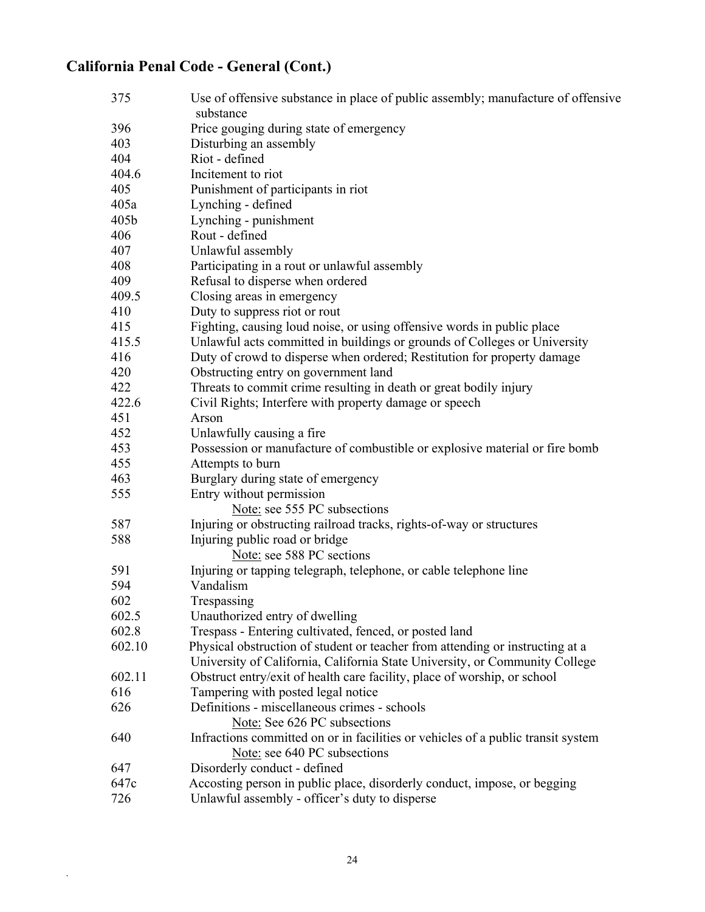## California Penal Code - General (Cont.)

| | |
|---|---|
| 375 | Use of offensive substance in place of public assembly; manufacture of offensive substance |
| 396 | Price gouging during state of emergency |
| 403 | Disturbing an assembly |
| 404 | Riot - defined |
| 404.6 | Incitement to riot |
| 405 | Punishment of participants in riot |
| 405a | Lynching - defined |
| 405b | Lynching - punishment |
| 406 | Rout - defined |
| 407 | Unlawful assembly |
| 408 | Participating in a rout or unlawful assembly |
| 409 | Refusal to disperse when ordered |
| 409.5 | Closing areas in emergency |
| 410 | Duty to suppress riot or rout |
| 415 | Fighting, causing loud noise, or using offensive words in public place |
| 415.5 | Unlawful acts committed in buildings or grounds of Colleges or University |
| 416 | Duty of crowd to disperse when ordered; Restitution for property damage |
| 420 | Obstructing entry on government land |
| 422 | Threats to commit crime resulting in death or great bodily injury |
| 422.6 | Civil Rights; Interfere with property damage or speech |
| 451 | Arson |
| 452 | Unlawfully causing a fire |
| 453 | Possession or manufacture of combustible or explosive material or fire bomb |
| 455 | Attempts to burn |
| 463 | Burglary during state of emergency |
| 555 | Entry without permission<br>Note: see 555 PC subsections |
| 587 | Injuring or obstructing railroad tracks, rights-of-way or structures |
| 588 | Injuring public road or bridge<br>Note: see 588 PC sections |
| 591 | Injuring or tapping telegraph, telephone, or cable telephone line |
| 594 | Vandalism |
| 602 | Trespassing |
| 602.5 | Unauthorized entry of dwelling |
| 602.8 | Trespass - Entering cultivated, fenced, or posted land |
| 602.10 | Physical obstruction of student or teacher from attending or instructing at a University of California, California State University, or Community College |
| 602.11 | Obstruct entry/exit of health care facility, place of worship, or school |
| 616 | Tampering with posted legal notice |
| 626 | Definitions - miscellaneous crimes - schools<br>Note: See 626 PC subsections |
| 640 | Infractions committed on or in facilities or vehicles of a public transit system<br>Note: see 640 PC subsections |
| 647 | Disorderly conduct - defined |
| 647c | Accosting person in public place, disorderly conduct, impose, or begging |
| 726 | Unlawful assembly - officer's duty to disperse |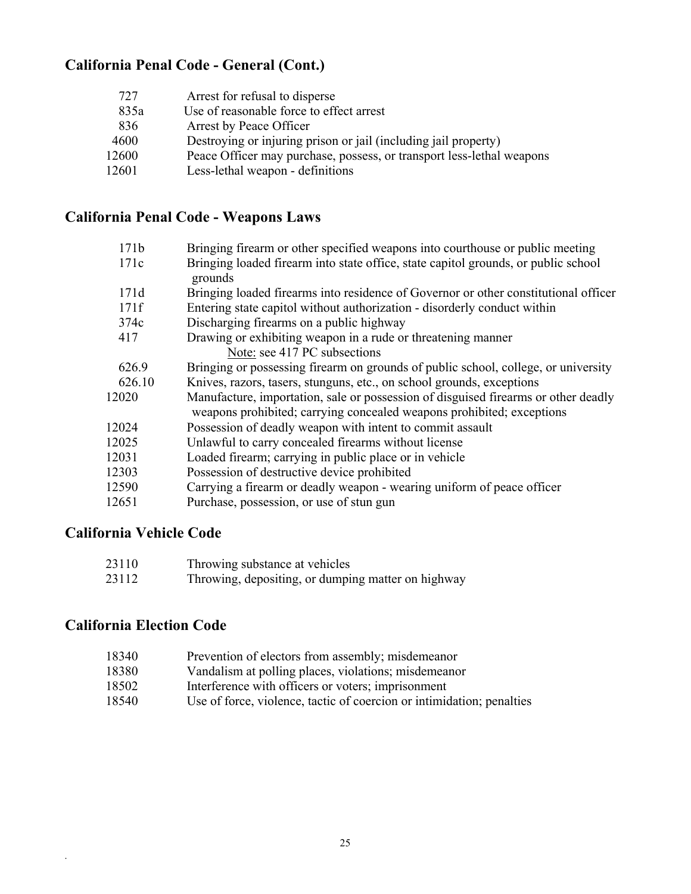## California Penal Code - General (Cont.)

| | |
|---|---|
| 727 | Arrest for refusal to disperse |
| 835a | Use of reasonable force to effect arrest |
| 836 | Arrest by Peace Officer |
| 4600 | Destroying or injuring prison or jail (including jail property) |
| 12600 | Peace Officer may purchase, possess, or transport less-lethal weapons |
| 12601 | Less-lethal weapon - definitions |

## California Penal Code - Weapons Laws

| | |
|---|---|
| 171b | Bringing firearm or other specified weapons into courthouse or public meeting |
| 171c | Bringing loaded firearm into state office, state capitol grounds, or public school grounds |
| 171d | Bringing loaded firearms into residence of Governor or other constitutional officer |
| 171f | Entering state capitol without authorization - disorderly conduct within |
| 374c | Discharging firearms on a public highway |
| 417 | Drawing or exhibiting weapon in a rude or threatening manner<br>Note: see 417 PC subsections |
| 626.9 | Bringing or possessing firearm on grounds of public school, college, or university |
| 626.10 | Knives, razors, tasers, stunguns, etc., on school grounds, exceptions |
| 12020 | Manufacture, importation, sale or possession of disguised firearms or other deadly weapons prohibited; carrying concealed weapons prohibited; exceptions |
| 12024 | Possession of deadly weapon with intent to commit assault |
| 12025 | Unlawful to carry concealed firearms without license |
| 12031 | Loaded firearm; carrying in public place or in vehicle |
| 12303 | Possession of destructive device prohibited |
| 12590 | Carrying a firearm or deadly weapon - wearing uniform of peace officer |
| 12651 | Purchase, possession, or use of stun gun |

## California Vehicle Code

| | |
|---|---|
| 23110 | Throwing substance at vehicles |
| 23112 | Throwing, depositing, or dumping matter on highway |

## California Election Code

| | |
|---|---|
| 18340 | Prevention of electors from assembly; misdemeanor |
| 18380 | Vandalism at polling places, violations; misdemeanor |
| 18502 | Interference with officers or voters; imprisonment |
| 18540 | Use of force, violence, tactic of coercion or intimidation; penalties |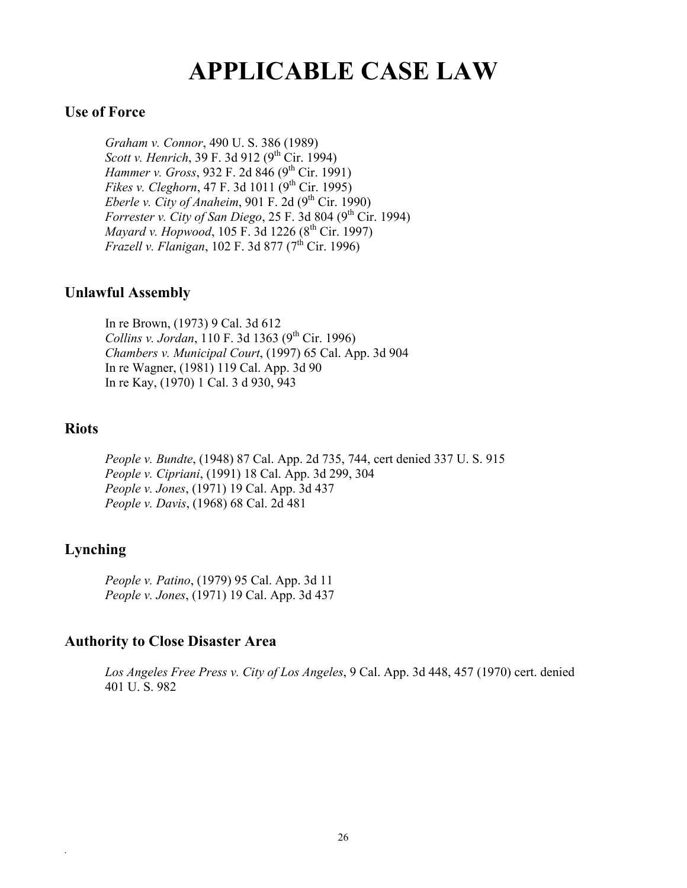# APPLICABLE CASE LAW

## Use of Force

*Graham v. Connor*, 490 U. S. 386 (1989)
*Scott v. Henrich*, 39 F. 3d 912 (9th Cir. 1994)
*Hammer v. Gross*, 932 F. 2d 846 (9th Cir. 1991)
*Fikes v. Cleghorn*, 47 F. 3d 1011 (9th Cir. 1995)
*Eberle v. City of Anaheim*, 901 F. 2d (9th Cir. 1990)
*Forrester v. City of San Diego*, 25 F. 3d 804 (9th Cir. 1994)
*Mayard v. Hopwood*, 105 F. 3d 1226 (8th Cir. 1997)
*Frazell v. Flanigan*, 102 F. 3d 877 (7th Cir. 1996)

## Unlawful Assembly

In re Brown, (1973) 9 Cal. 3d 612
*Collins v. Jordan*, 110 F. 3d 1363 (9th Cir. 1996)
*Chambers v. Municipal Court*, (1997) 65 Cal. App. 3d 904
In re Wagner, (1981) 119 Cal. App. 3d 90
In re Kay, (1970) 1 Cal. 3 d 930, 943

## Riots

*People v. Bundte*, (1948) 87 Cal. App. 2d 735, 744, cert denied 337 U. S. 915
*People v. Cipriani*, (1991) 18 Cal. App. 3d 299, 304
*People v. Jones*, (1971) 19 Cal. App. 3d 437
*People v. Davis*, (1968) 68 Cal. 2d 481

## Lynching

*People v. Patino*, (1979) 95 Cal. App. 3d 11
*People v. Jones*, (1971) 19 Cal. App. 3d 437

## Authority to Close Disaster Area

*Los Angeles Free Press v. City of Los Angeles*, 9 Cal. App. 3d 448, 457 (1970) cert. denied 401 U. S. 982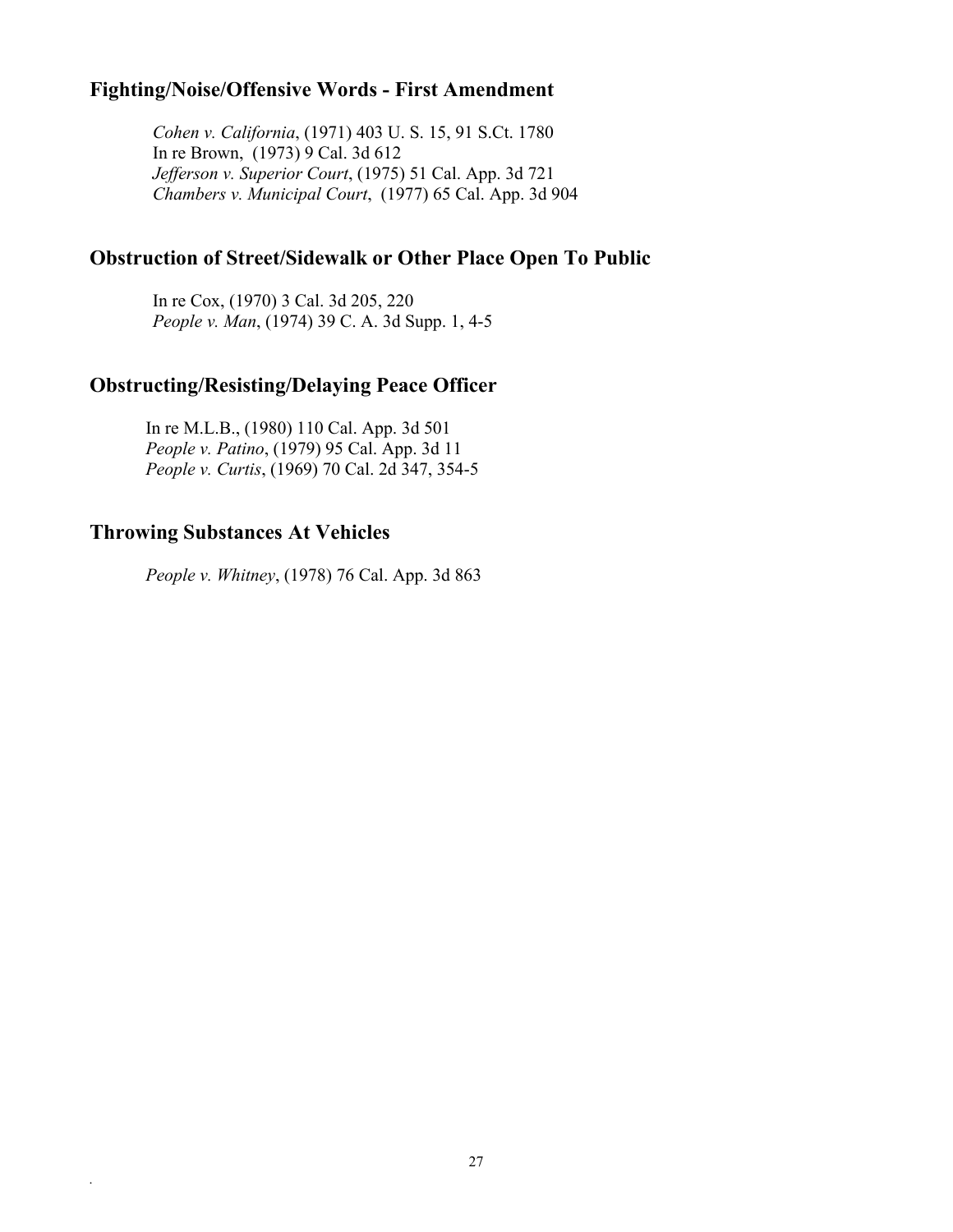### Fighting/Noise/Offensive Words - First Amendment

*Cohen v. California*, (1971) 403 U. S. 15, 91 S.Ct. 1780
In re Brown, (1973) 9 Cal. 3d 612
*Jefferson v. Superior Court*, (1975) 51 Cal. App. 3d 721
*Chambers v. Municipal Court*, (1977) 65 Cal. App. 3d 904

### Obstruction of Street/Sidewalk or Other Place Open To Public

In re Cox, (1970) 3 Cal. 3d 205, 220
*People v. Man*, (1974) 39 C. A. 3d Supp. 1, 4-5

### Obstructing/Resisting/Delaying Peace Officer

In re M.L.B., (1980) 110 Cal. App. 3d 501
*People v. Patino*, (1979) 95 Cal. App. 3d 11
*People v. Curtis*, (1969) 70 Cal. 2d 347, 354-5

### Throwing Substances At Vehicles

*People v. Whitney*, (1978) 76 Cal. App. 3d 863